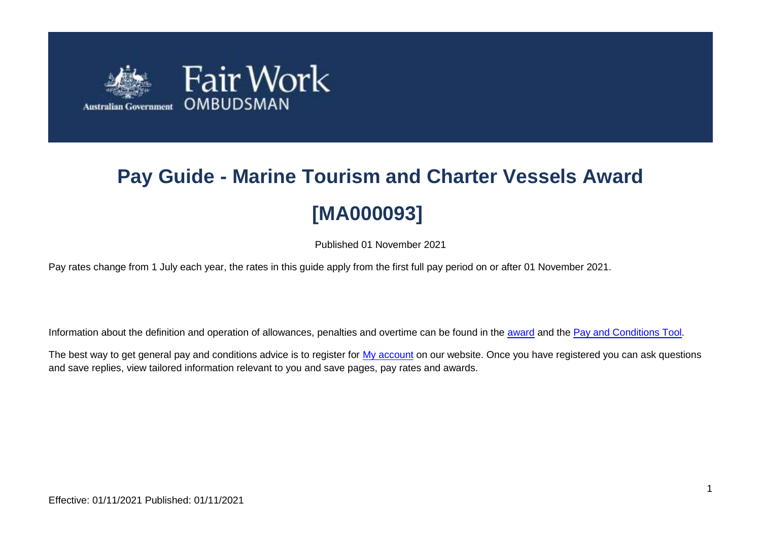Fair Work OMBUDSMAN

Australian Government

# Pay Guide - Marine Tourism and Charter Vessels Award [MA000093]

Published 01 November 2021

Pay rates change from 1 July each year, the rates in this guide apply from the first full pay period on or after 01 November 2021.

Information about the definition and operation of allowances, penalties and overtime can be found in the award and the Pay and Conditions Tool.

The best way to get general pay and conditions advice is to register for My account on our website. Once you have registered you can ask questions and save replies, view tailored information relevant to you and save pages, pay rates and awards.

Effective: 01/11/2021 Published: 01/11/2021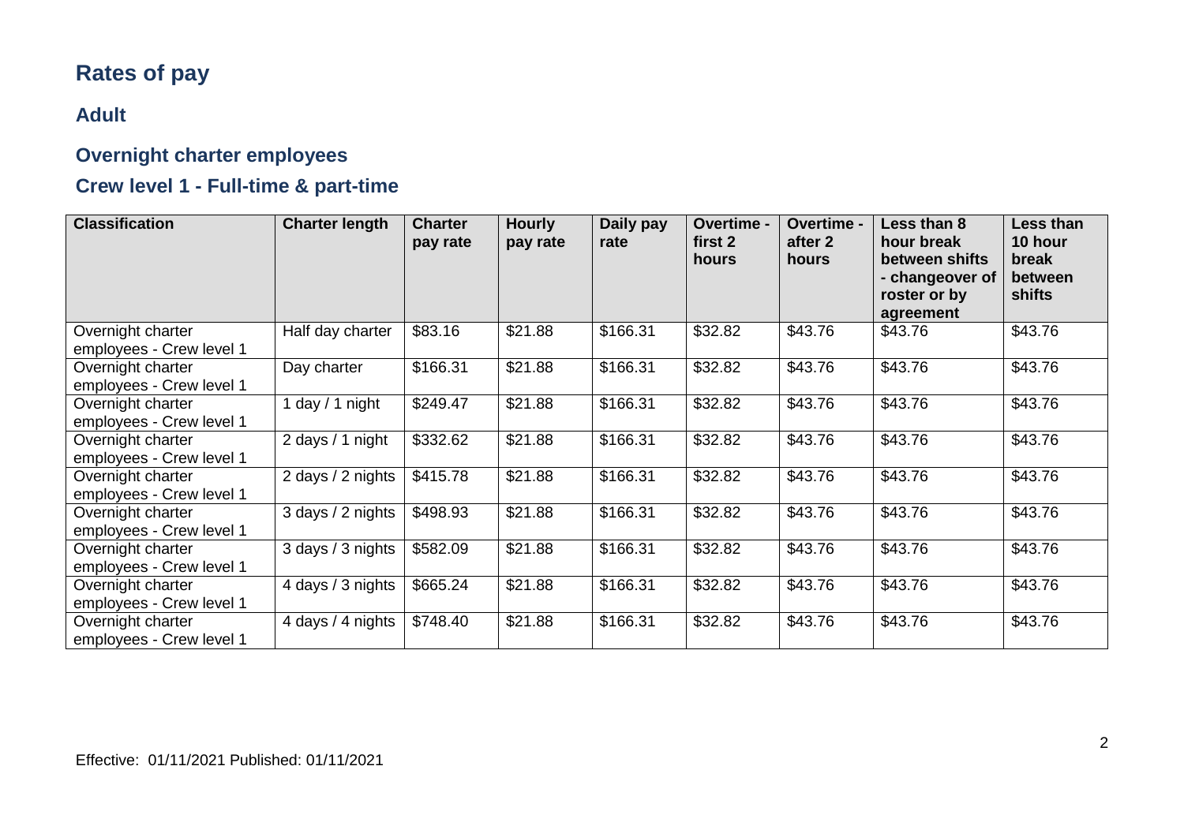# Rates of pay

## Adult

### Overnight charter employees

### Crew level 1 - Full-time & part-time

| Classification | Charter length | Charter pay rate | Hourly pay rate | Daily pay rate | Overtime - first 2 hours | Overtime - after 2 hours | Less than 8 hour break between shifts - changeover of roster or by agreement | Less than 10 hour break between shifts |
|---|---|---|---|---|---|---|---|---|
| Overnight charter employees - Crew level 1 | Half day charter | $83.16 | $21.88 | $166.31 | $32.82 | $43.76 | $43.76 | $43.76 |
| Overnight charter employees - Crew level 1 | Day charter | $166.31 | $21.88 | $166.31 | $32.82 | $43.76 | $43.76 | $43.76 |
| Overnight charter employees - Crew level 1 | 1 day / 1 night | $249.47 | $21.88 | $166.31 | $32.82 | $43.76 | $43.76 | $43.76 |
| Overnight charter employees - Crew level 1 | 2 days / 1 night | $332.62 | $21.88 | $166.31 | $32.82 | $43.76 | $43.76 | $43.76 |
| Overnight charter employees - Crew level 1 | 2 days / 2 nights | $415.78 | $21.88 | $166.31 | $32.82 | $43.76 | $43.76 | $43.76 |
| Overnight charter employees - Crew level 1 | 3 days / 2 nights | $498.93 | $21.88 | $166.31 | $32.82 | $43.76 | $43.76 | $43.76 |
| Overnight charter employees - Crew level 1 | 3 days / 3 nights | $582.09 | $21.88 | $166.31 | $32.82 | $43.76 | $43.76 | $43.76 |
| Overnight charter employees - Crew level 1 | 4 days / 3 nights | $665.24 | $21.88 | $166.31 | $32.82 | $43.76 | $43.76 | $43.76 |
| Overnight charter employees - Crew level 1 | 4 days / 4 nights | $748.40 | $21.88 | $166.31 | $32.82 | $43.76 | $43.76 | $43.76 |

Effective: 01/11/2021 Published: 01/11/2021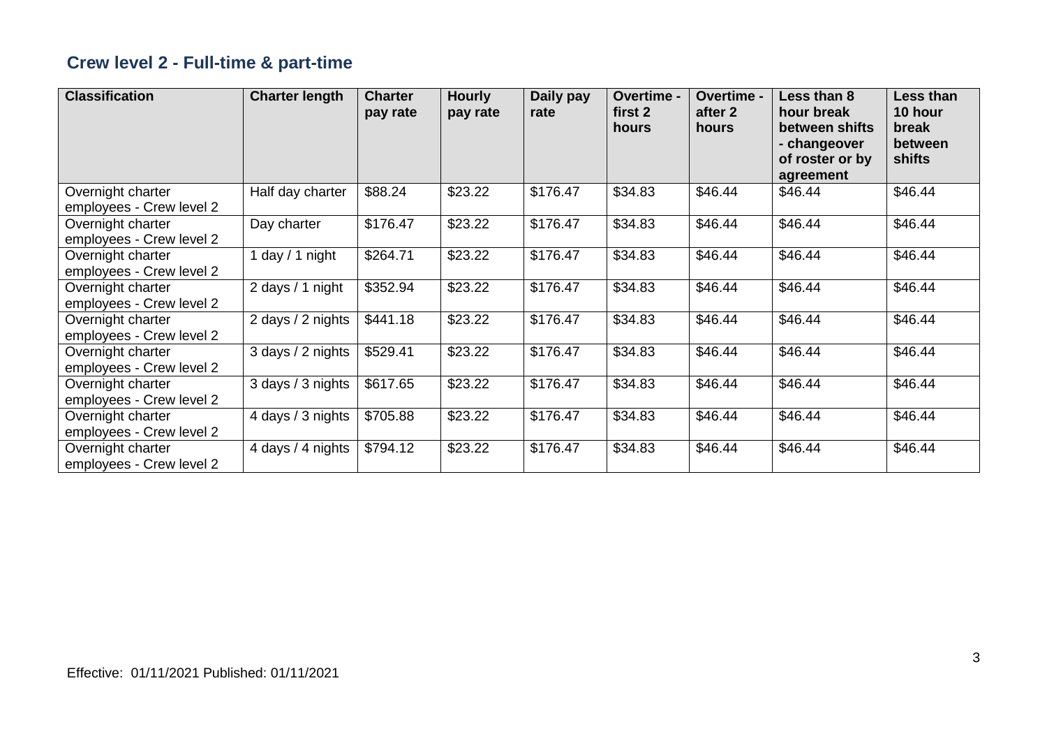## Crew level 2 - Full-time & part-time

| Classification | Charter length | Charter pay rate | Hourly pay rate | Daily pay rate | Overtime - first 2 hours | Overtime - after 2 hours | Less than 8 hour break between shifts - changeover of roster or by agreement | Less than 10 hour break between shifts |
|---|---|---|---|---|---|---|---|---|
| Overnight charter employees - Crew level 2 | Half day charter | $88.24 | $23.22 | $176.47 | $34.83 | $46.44 | $46.44 | $46.44 |
| Overnight charter employees - Crew level 2 | Day charter | $176.47 | $23.22 | $176.47 | $34.83 | $46.44 | $46.44 | $46.44 |
| Overnight charter employees - Crew level 2 | 1 day / 1 night | $264.71 | $23.22 | $176.47 | $34.83 | $46.44 | $46.44 | $46.44 |
| Overnight charter employees - Crew level 2 | 2 days / 1 night | $352.94 | $23.22 | $176.47 | $34.83 | $46.44 | $46.44 | $46.44 |
| Overnight charter employees - Crew level 2 | 2 days / 2 nights | $441.18 | $23.22 | $176.47 | $34.83 | $46.44 | $46.44 | $46.44 |
| Overnight charter employees - Crew level 2 | 3 days / 2 nights | $529.41 | $23.22 | $176.47 | $34.83 | $46.44 | $46.44 | $46.44 |
| Overnight charter employees - Crew level 2 | 3 days / 3 nights | $617.65 | $23.22 | $176.47 | $34.83 | $46.44 | $46.44 | $46.44 |
| Overnight charter employees - Crew level 2 | 4 days / 3 nights | $705.88 | $23.22 | $176.47 | $34.83 | $46.44 | $46.44 | $46.44 |
| Overnight charter employees - Crew level 2 | 4 days / 4 nights | $794.12 | $23.22 | $176.47 | $34.83 | $46.44 | $46.44 | $46.44 |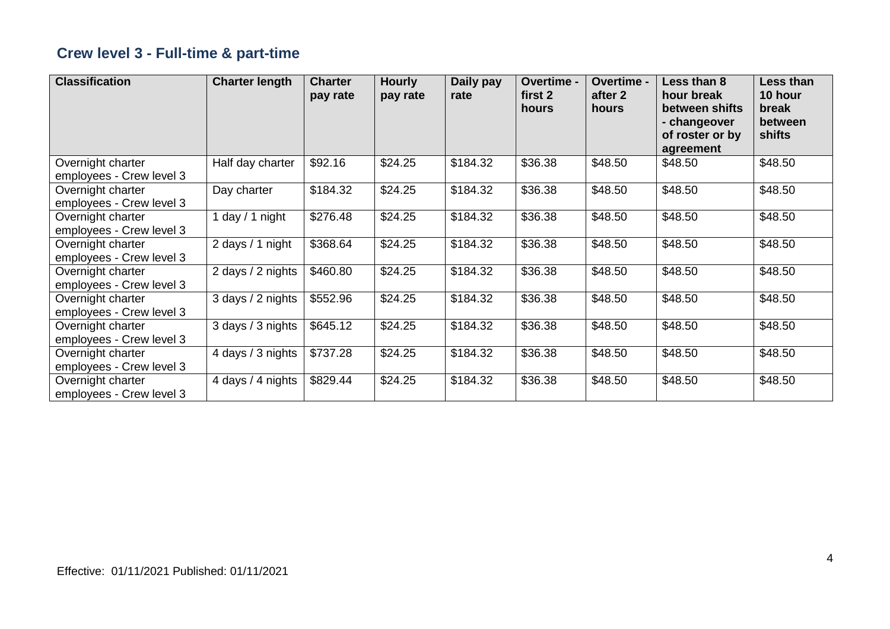## Crew level 3 - Full-time & part-time

| Classification | Charter length | Charter pay rate | Hourly pay rate | Daily pay rate | Overtime - first 2 hours | Overtime - after 2 hours | Less than 8 hour break between shifts - changeover of roster or by agreement | Less than 10 hour break between shifts |
|---|---|---|---|---|---|---|---|---|
| Overnight charter employees - Crew level 3 | Half day charter | $92.16 | $24.25 | $184.32 | $36.38 | $48.50 | $48.50 | $48.50 |
| Overnight charter employees - Crew level 3 | Day charter | $184.32 | $24.25 | $184.32 | $36.38 | $48.50 | $48.50 | $48.50 |
| Overnight charter employees - Crew level 3 | 1 day / 1 night | $276.48 | $24.25 | $184.32 | $36.38 | $48.50 | $48.50 | $48.50 |
| Overnight charter employees - Crew level 3 | 2 days / 1 night | $368.64 | $24.25 | $184.32 | $36.38 | $48.50 | $48.50 | $48.50 |
| Overnight charter employees - Crew level 3 | 2 days / 2 nights | $460.80 | $24.25 | $184.32 | $36.38 | $48.50 | $48.50 | $48.50 |
| Overnight charter employees - Crew level 3 | 3 days / 2 nights | $552.96 | $24.25 | $184.32 | $36.38 | $48.50 | $48.50 | $48.50 |
| Overnight charter employees - Crew level 3 | 3 days / 3 nights | $645.12 | $24.25 | $184.32 | $36.38 | $48.50 | $48.50 | $48.50 |
| Overnight charter employees - Crew level 3 | 4 days / 3 nights | $737.28 | $24.25 | $184.32 | $36.38 | $48.50 | $48.50 | $48.50 |
| Overnight charter employees - Crew level 3 | 4 days / 4 nights | $829.44 | $24.25 | $184.32 | $36.38 | $48.50 | $48.50 | $48.50 |

Effective: 01/11/2021 Published: 01/11/2021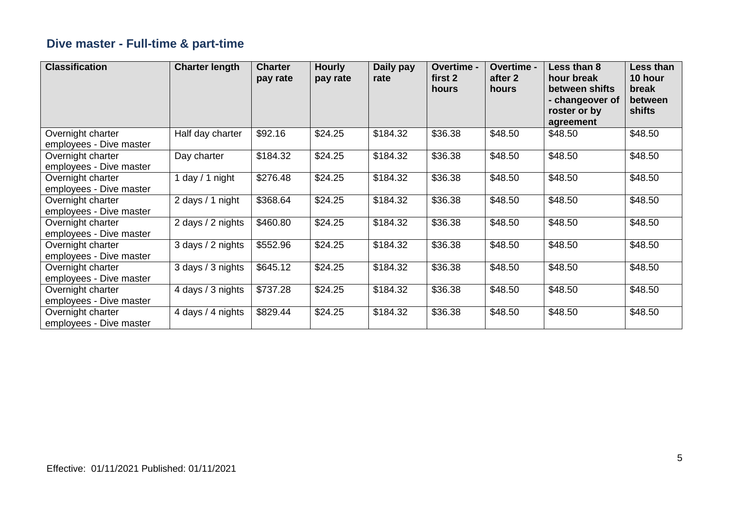## Dive master - Full-time & part-time

| Classification | Charter length | Charter pay rate | Hourly pay rate | Daily pay rate | Overtime - first 2 hours | Overtime - after 2 hours | Less than 8 hour break between shifts - changeover of roster or by agreement | Less than 10 hour break between shifts |
|---|---|---|---|---|---|---|---|---|
| Overnight charter employees - Dive master | Half day charter | $92.16 | $24.25 | $184.32 | $36.38 | $48.50 | $48.50 | $48.50 |
| Overnight charter employees - Dive master | Day charter | $184.32 | $24.25 | $184.32 | $36.38 | $48.50 | $48.50 | $48.50 |
| Overnight charter employees - Dive master | 1 day / 1 night | $276.48 | $24.25 | $184.32 | $36.38 | $48.50 | $48.50 | $48.50 |
| Overnight charter employees - Dive master | 2 days / 1 night | $368.64 | $24.25 | $184.32 | $36.38 | $48.50 | $48.50 | $48.50 |
| Overnight charter employees - Dive master | 2 days / 2 nights | $460.80 | $24.25 | $184.32 | $36.38 | $48.50 | $48.50 | $48.50 |
| Overnight charter employees - Dive master | 3 days / 2 nights | $552.96 | $24.25 | $184.32 | $36.38 | $48.50 | $48.50 | $48.50 |
| Overnight charter employees - Dive master | 3 days / 3 nights | $645.12 | $24.25 | $184.32 | $36.38 | $48.50 | $48.50 | $48.50 |
| Overnight charter employees - Dive master | 4 days / 3 nights | $737.28 | $24.25 | $184.32 | $36.38 | $48.50 | $48.50 | $48.50 |
| Overnight charter employees - Dive master | 4 days / 4 nights | $829.44 | $24.25 | $184.32 | $36.38 | $48.50 | $48.50 | $48.50 |

Effective: 01/11/2021 Published: 01/11/2021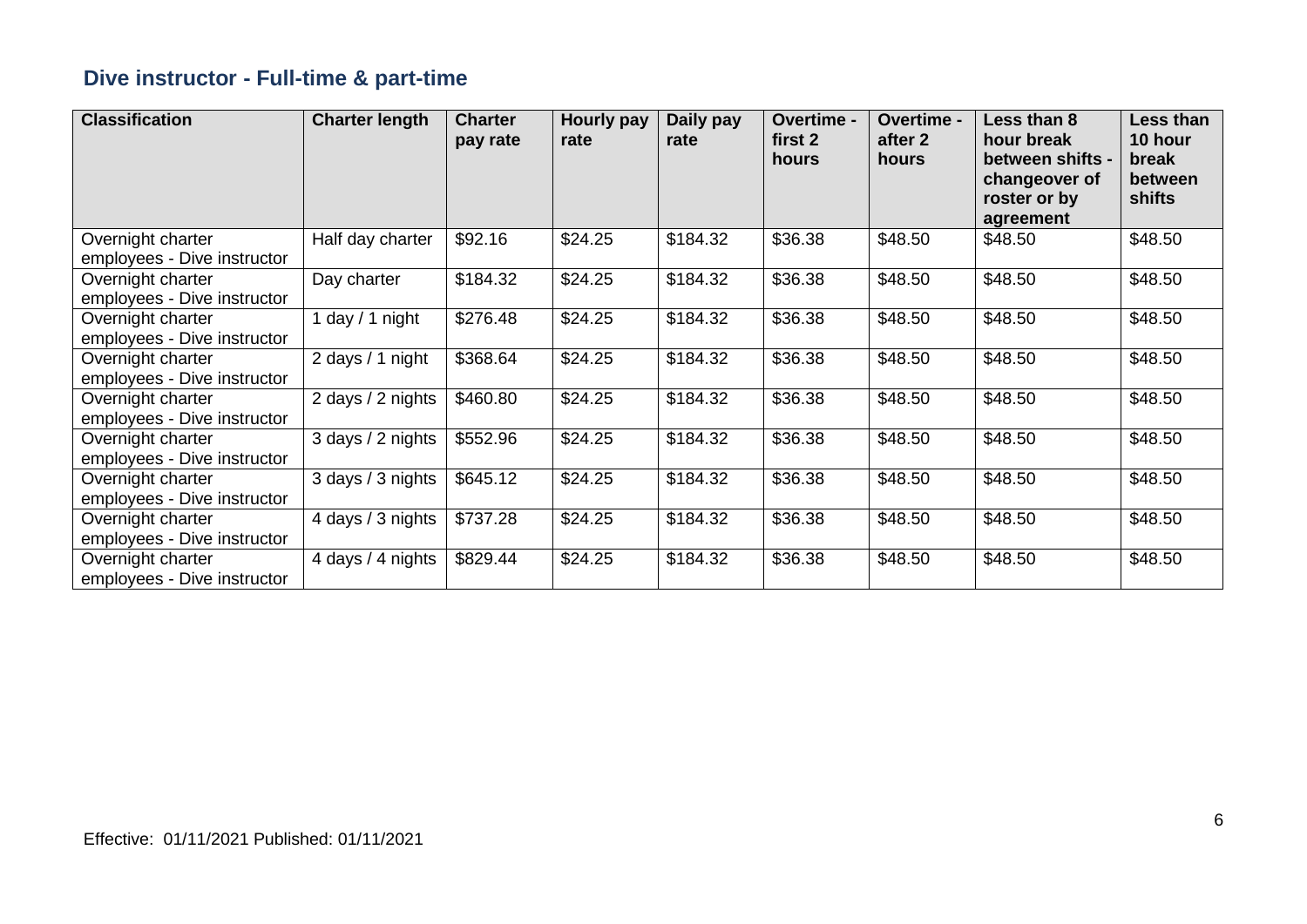## Dive instructor - Full-time & part-time

| Classification | Charter length | Charter pay rate | Hourly pay rate | Daily pay rate | Overtime - first 2 hours | Overtime - after 2 hours | Less than 8 hour break between shifts - changeover of roster or by agreement | Less than 10 hour break between shifts |
|---|---|---|---|---|---|---|---|---|
| Overnight charter employees - Dive instructor | Half day charter | $92.16 | $24.25 | $184.32 | $36.38 | $48.50 | $48.50 | $48.50 |
| Overnight charter employees - Dive instructor | Day charter | $184.32 | $24.25 | $184.32 | $36.38 | $48.50 | $48.50 | $48.50 |
| Overnight charter employees - Dive instructor | 1 day / 1 night | $276.48 | $24.25 | $184.32 | $36.38 | $48.50 | $48.50 | $48.50 |
| Overnight charter employees - Dive instructor | 2 days / 1 night | $368.64 | $24.25 | $184.32 | $36.38 | $48.50 | $48.50 | $48.50 |
| Overnight charter employees - Dive instructor | 2 days / 2 nights | $460.80 | $24.25 | $184.32 | $36.38 | $48.50 | $48.50 | $48.50 |
| Overnight charter employees - Dive instructor | 3 days / 2 nights | $552.96 | $24.25 | $184.32 | $36.38 | $48.50 | $48.50 | $48.50 |
| Overnight charter employees - Dive instructor | 3 days / 3 nights | $645.12 | $24.25 | $184.32 | $36.38 | $48.50 | $48.50 | $48.50 |
| Overnight charter employees - Dive instructor | 4 days / 3 nights | $737.28 | $24.25 | $184.32 | $36.38 | $48.50 | $48.50 | $48.50 |
| Overnight charter employees - Dive instructor | 4 days / 4 nights | $829.44 | $24.25 | $184.32 | $36.38 | $48.50 | $48.50 | $48.50 |

Effective: 01/11/2021 Published: 01/11/2021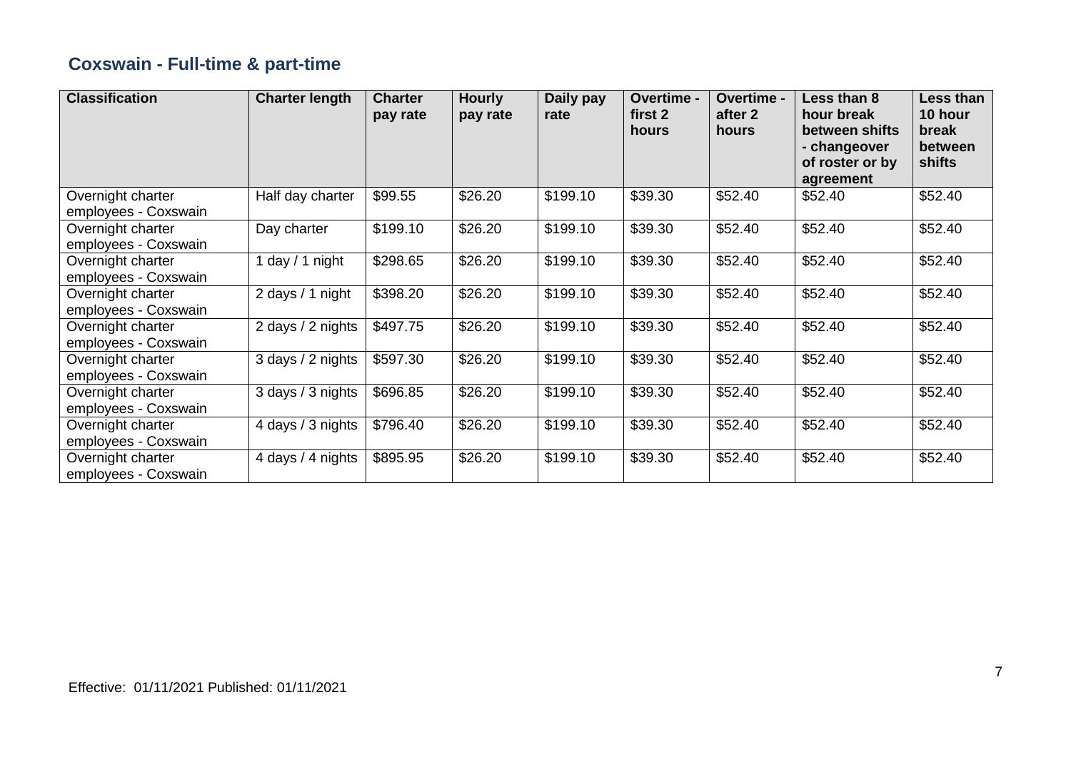## Coxswain - Full-time & part-time

| Classification | Charter length | Charter pay rate | Hourly pay rate | Daily pay rate | Overtime - first 2 hours | Overtime - after 2 hours | Less than 8 hour break between shifts - changeover of roster or by agreement | Less than 10 hour break between shifts |
|---|---|---|---|---|---|---|---|---|
| Overnight charter employees - Coxswain | Half day charter | $99.55 | $26.20 | $199.10 | $39.30 | $52.40 | $52.40 | $52.40 |
| Overnight charter employees - Coxswain | Day charter | $199.10 | $26.20 | $199.10 | $39.30 | $52.40 | $52.40 | $52.40 |
| Overnight charter employees - Coxswain | 1 day / 1 night | $298.65 | $26.20 | $199.10 | $39.30 | $52.40 | $52.40 | $52.40 |
| Overnight charter employees - Coxswain | 2 days / 1 night | $398.20 | $26.20 | $199.10 | $39.30 | $52.40 | $52.40 | $52.40 |
| Overnight charter employees - Coxswain | 2 days / 2 nights | $497.75 | $26.20 | $199.10 | $39.30 | $52.40 | $52.40 | $52.40 |
| Overnight charter employees - Coxswain | 3 days / 2 nights | $597.30 | $26.20 | $199.10 | $39.30 | $52.40 | $52.40 | $52.40 |
| Overnight charter employees - Coxswain | 3 days / 3 nights | $696.85 | $26.20 | $199.10 | $39.30 | $52.40 | $52.40 | $52.40 |
| Overnight charter employees - Coxswain | 4 days / 3 nights | $796.40 | $26.20 | $199.10 | $39.30 | $52.40 | $52.40 | $52.40 |
| Overnight charter employees - Coxswain | 4 days / 4 nights | $895.95 | $26.20 | $199.10 | $39.30 | $52.40 | $52.40 | $52.40 |

Effective: 01/11/2021 Published: 01/11/2021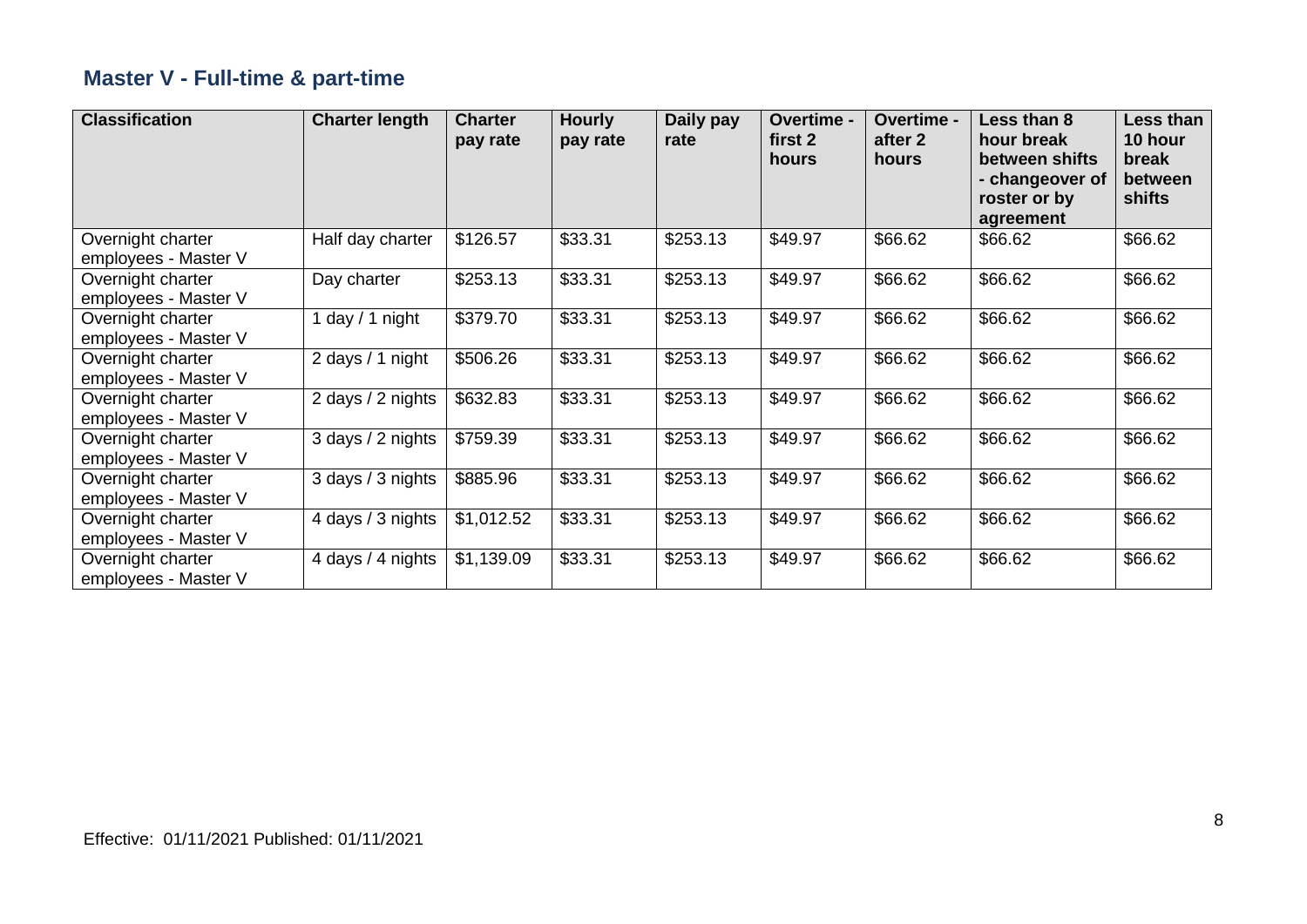## Master V - Full-time & part-time

| Classification | Charter length | Charter pay rate | Hourly pay rate | Daily pay rate | Overtime - first 2 hours | Overtime - after 2 hours | Less than 8 hour break between shifts - changeover of roster or by agreement | Less than 10 hour break between shifts |
|---|---|---|---|---|---|---|---|---|
| Overnight charter employees - Master V | Half day charter | $126.57 | $33.31 | $253.13 | $49.97 | $66.62 | $66.62 | $66.62 |
| Overnight charter employees - Master V | Day charter | $253.13 | $33.31 | $253.13 | $49.97 | $66.62 | $66.62 | $66.62 |
| Overnight charter employees - Master V | 1 day / 1 night | $379.70 | $33.31 | $253.13 | $49.97 | $66.62 | $66.62 | $66.62 |
| Overnight charter employees - Master V | 2 days / 1 night | $506.26 | $33.31 | $253.13 | $49.97 | $66.62 | $66.62 | $66.62 |
| Overnight charter employees - Master V | 2 days / 2 nights | $632.83 | $33.31 | $253.13 | $49.97 | $66.62 | $66.62 | $66.62 |
| Overnight charter employees - Master V | 3 days / 2 nights | $759.39 | $33.31 | $253.13 | $49.97 | $66.62 | $66.62 | $66.62 |
| Overnight charter employees - Master V | 3 days / 3 nights | $885.96 | $33.31 | $253.13 | $49.97 | $66.62 | $66.62 | $66.62 |
| Overnight charter employees - Master V | 4 days / 3 nights | $1,012.52 | $33.31 | $253.13 | $49.97 | $66.62 | $66.62 | $66.62 |
| Overnight charter employees - Master V | 4 days / 4 nights | $1,139.09 | $33.31 | $253.13 | $49.97 | $66.62 | $66.62 | $66.62 |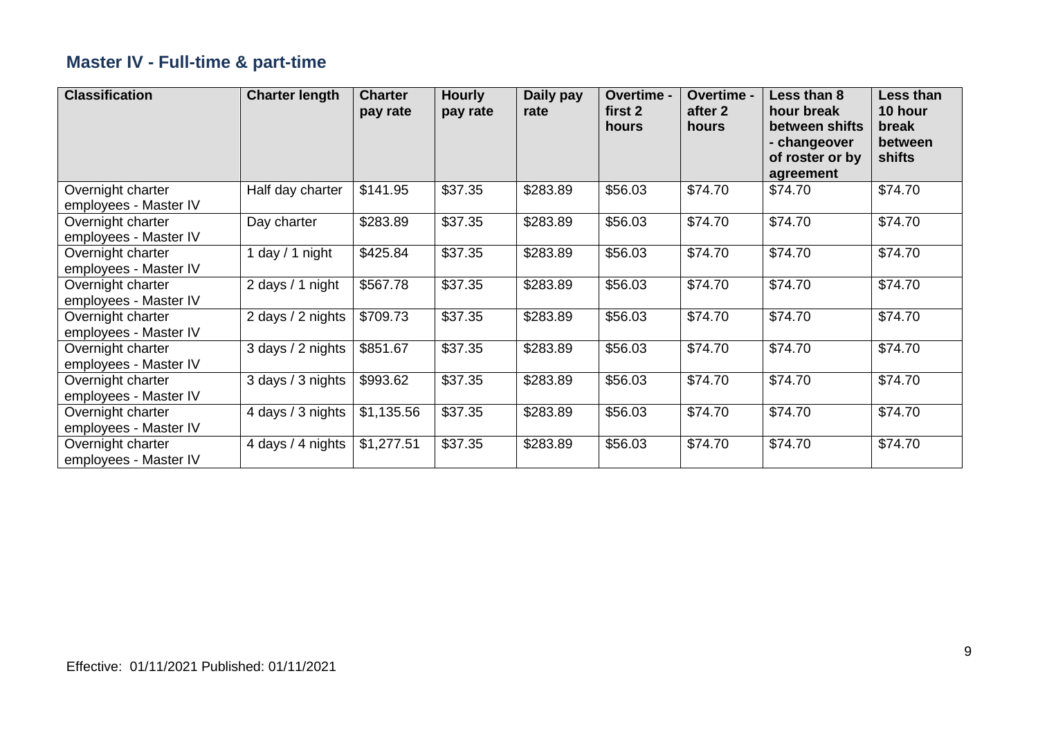## Master IV - Full-time & part-time

| Classification | Charter length | Charter pay rate | Hourly pay rate | Daily pay rate | Overtime - first 2 hours | Overtime - after 2 hours | Less than 8 hour break between shifts - changeover of roster or by agreement | Less than 10 hour break between shifts |
|---|---|---|---|---|---|---|---|---|
| Overnight charter employees - Master IV | Half day charter | $141.95 | $37.35 | $283.89 | $56.03 | $74.70 | $74.70 | $74.70 |
| Overnight charter employees - Master IV | Day charter | $283.89 | $37.35 | $283.89 | $56.03 | $74.70 | $74.70 | $74.70 |
| Overnight charter employees - Master IV | 1 day / 1 night | $425.84 | $37.35 | $283.89 | $56.03 | $74.70 | $74.70 | $74.70 |
| Overnight charter employees - Master IV | 2 days / 1 night | $567.78 | $37.35 | $283.89 | $56.03 | $74.70 | $74.70 | $74.70 |
| Overnight charter employees - Master IV | 2 days / 2 nights | $709.73 | $37.35 | $283.89 | $56.03 | $74.70 | $74.70 | $74.70 |
| Overnight charter employees - Master IV | 3 days / 2 nights | $851.67 | $37.35 | $283.89 | $56.03 | $74.70 | $74.70 | $74.70 |
| Overnight charter employees - Master IV | 3 days / 3 nights | $993.62 | $37.35 | $283.89 | $56.03 | $74.70 | $74.70 | $74.70 |
| Overnight charter employees - Master IV | 4 days / 3 nights | $1,135.56 | $37.35 | $283.89 | $56.03 | $74.70 | $74.70 | $74.70 |
| Overnight charter employees - Master IV | 4 days / 4 nights | $1,277.51 | $37.35 | $283.89 | $56.03 | $74.70 | $74.70 | $74.70 |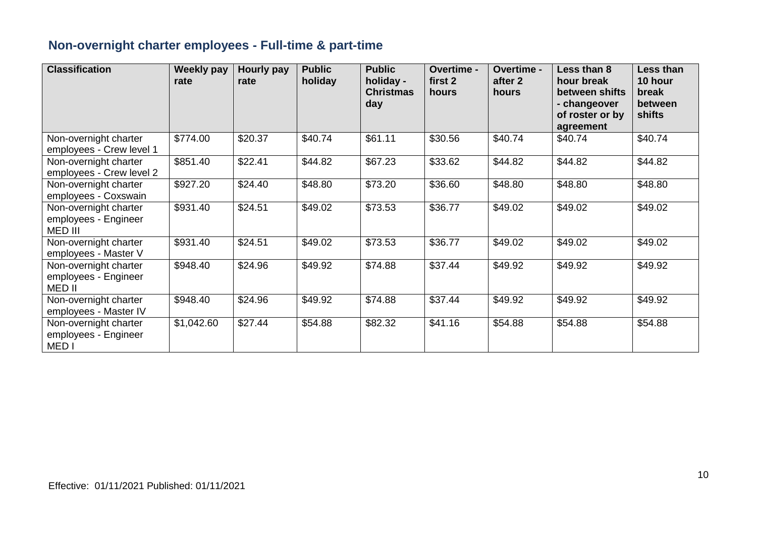## Non-overnight charter employees - Full-time & part-time

| Classification | Weekly pay rate | Hourly pay rate | Public holiday | Public holiday - Christmas day | Overtime - first 2 hours | Overtime - after 2 hours | Less than 8 hour break between shifts - changeover of roster or by agreement | Less than 10 hour break between shifts |
|---|---|---|---|---|---|---|---|---|
| Non-overnight charter employees - Crew level 1 | $774.00 | $20.37 | $40.74 | $61.11 | $30.56 | $40.74 | $40.74 | $40.74 |
| Non-overnight charter employees - Crew level 2 | $851.40 | $22.41 | $44.82 | $67.23 | $33.62 | $44.82 | $44.82 | $44.82 |
| Non-overnight charter employees - Coxswain | $927.20 | $24.40 | $48.80 | $73.20 | $36.60 | $48.80 | $48.80 | $48.80 |
| Non-overnight charter employees - Engineer MED III | $931.40 | $24.51 | $49.02 | $73.53 | $36.77 | $49.02 | $49.02 | $49.02 |
| Non-overnight charter employees - Master V | $931.40 | $24.51 | $49.02 | $73.53 | $36.77 | $49.02 | $49.02 | $49.02 |
| Non-overnight charter employees - Engineer MED II | $948.40 | $24.96 | $49.92 | $74.88 | $37.44 | $49.92 | $49.92 | $49.92 |
| Non-overnight charter employees - Master IV | $948.40 | $24.96 | $49.92 | $74.88 | $37.44 | $49.92 | $49.92 | $49.92 |
| Non-overnight charter employees - Engineer MED I | $1,042.60 | $27.44 | $54.88 | $82.32 | $41.16 | $54.88 | $54.88 | $54.88 |

Effective: 01/11/2021 Published: 01/11/2021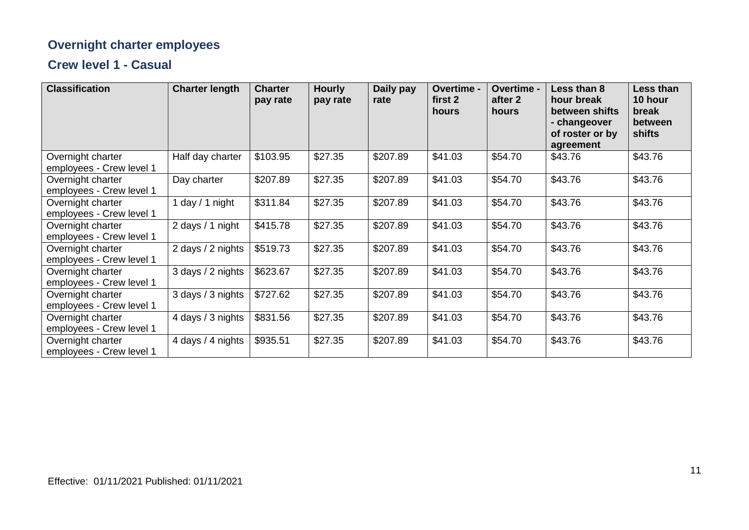## Overnight charter employees

### Crew level 1 - Casual

| Classification | Charter length | Charter pay rate | Hourly pay rate | Daily pay rate | Overtime - first 2 hours | Overtime - after 2 hours | Less than 8 hour break between shifts - changeover of roster or by agreement | Less than 10 hour break between shifts |
|---|---|---|---|---|---|---|---|---|
| Overnight charter employees - Crew level 1 | Half day charter | $103.95 | $27.35 | $207.89 | $41.03 | $54.70 | $43.76 | $43.76 |
| Overnight charter employees - Crew level 1 | Day charter | $207.89 | $27.35 | $207.89 | $41.03 | $54.70 | $43.76 | $43.76 |
| Overnight charter employees - Crew level 1 | 1 day / 1 night | $311.84 | $27.35 | $207.89 | $41.03 | $54.70 | $43.76 | $43.76 |
| Overnight charter employees - Crew level 1 | 2 days / 1 night | $415.78 | $27.35 | $207.89 | $41.03 | $54.70 | $43.76 | $43.76 |
| Overnight charter employees - Crew level 1 | 2 days / 2 nights | $519.73 | $27.35 | $207.89 | $41.03 | $54.70 | $43.76 | $43.76 |
| Overnight charter employees - Crew level 1 | 3 days / 2 nights | $623.67 | $27.35 | $207.89 | $41.03 | $54.70 | $43.76 | $43.76 |
| Overnight charter employees - Crew level 1 | 3 days / 3 nights | $727.62 | $27.35 | $207.89 | $41.03 | $54.70 | $43.76 | $43.76 |
| Overnight charter employees - Crew level 1 | 4 days / 3 nights | $831.56 | $27.35 | $207.89 | $41.03 | $54.70 | $43.76 | $43.76 |
| Overnight charter employees - Crew level 1 | 4 days / 4 nights | $935.51 | $27.35 | $207.89 | $41.03 | $54.70 | $43.76 | $43.76 |

Effective: 01/11/2021 Published: 01/11/2021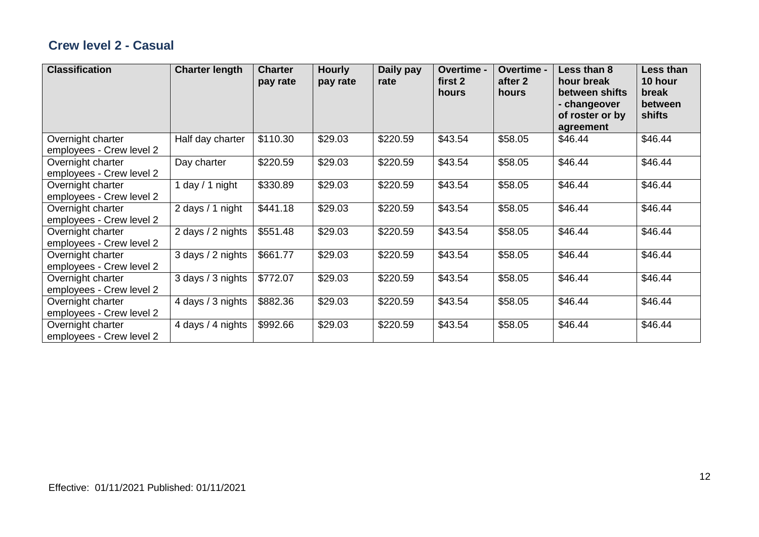## Crew level 2 - Casual

| Classification | Charter length | Charter pay rate | Hourly pay rate | Daily pay rate | Overtime - first 2 hours | Overtime - after 2 hours | Less than 8 hour break between shifts - changeover of roster or by agreement | Less than 10 hour break between shifts |
|---|---|---|---|---|---|---|---|---|
| Overnight charter employees - Crew level 2 | Half day charter | $110.30 | $29.03 | $220.59 | $43.54 | $58.05 | $46.44 | $46.44 |
| Overnight charter employees - Crew level 2 | Day charter | $220.59 | $29.03 | $220.59 | $43.54 | $58.05 | $46.44 | $46.44 |
| Overnight charter employees - Crew level 2 | 1 day / 1 night | $330.89 | $29.03 | $220.59 | $43.54 | $58.05 | $46.44 | $46.44 |
| Overnight charter employees - Crew level 2 | 2 days / 1 night | $441.18 | $29.03 | $220.59 | $43.54 | $58.05 | $46.44 | $46.44 |
| Overnight charter employees - Crew level 2 | 2 days / 2 nights | $551.48 | $29.03 | $220.59 | $43.54 | $58.05 | $46.44 | $46.44 |
| Overnight charter employees - Crew level 2 | 3 days / 2 nights | $661.77 | $29.03 | $220.59 | $43.54 | $58.05 | $46.44 | $46.44 |
| Overnight charter employees - Crew level 2 | 3 days / 3 nights | $772.07 | $29.03 | $220.59 | $43.54 | $58.05 | $46.44 | $46.44 |
| Overnight charter employees - Crew level 2 | 4 days / 3 nights | $882.36 | $29.03 | $220.59 | $43.54 | $58.05 | $46.44 | $46.44 |
| Overnight charter employees - Crew level 2 | 4 days / 4 nights | $992.66 | $29.03 | $220.59 | $43.54 | $58.05 | $46.44 | $46.44 |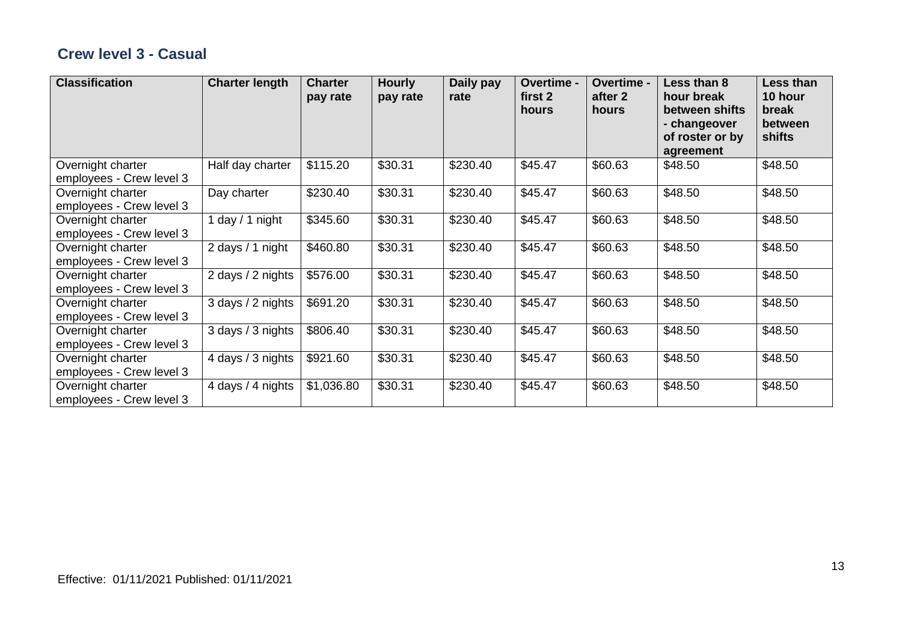## Crew level 3 - Casual

| Classification | Charter length | Charter pay rate | Hourly pay rate | Daily pay rate | Overtime - first 2 hours | Overtime - after 2 hours | Less than 8 hour break between shifts - changeover of roster or by agreement | Less than 10 hour break between shifts |
|---|---|---|---|---|---|---|---|---|
| Overnight charter employees - Crew level 3 | Half day charter | $115.20 | $30.31 | $230.40 | $45.47 | $60.63 | $48.50 | $48.50 |
| Overnight charter employees - Crew level 3 | Day charter | $230.40 | $30.31 | $230.40 | $45.47 | $60.63 | $48.50 | $48.50 |
| Overnight charter employees - Crew level 3 | 1 day / 1 night | $345.60 | $30.31 | $230.40 | $45.47 | $60.63 | $48.50 | $48.50 |
| Overnight charter employees - Crew level 3 | 2 days / 1 night | $460.80 | $30.31 | $230.40 | $45.47 | $60.63 | $48.50 | $48.50 |
| Overnight charter employees - Crew level 3 | 2 days / 2 nights | $576.00 | $30.31 | $230.40 | $45.47 | $60.63 | $48.50 | $48.50 |
| Overnight charter employees - Crew level 3 | 3 days / 2 nights | $691.20 | $30.31 | $230.40 | $45.47 | $60.63 | $48.50 | $48.50 |
| Overnight charter employees - Crew level 3 | 3 days / 3 nights | $806.40 | $30.31 | $230.40 | $45.47 | $60.63 | $48.50 | $48.50 |
| Overnight charter employees - Crew level 3 | 4 days / 3 nights | $921.60 | $30.31 | $230.40 | $45.47 | $60.63 | $48.50 | $48.50 |
| Overnight charter employees - Crew level 3 | 4 days / 4 nights | $1,036.80 | $30.31 | $230.40 | $45.47 | $60.63 | $48.50 | $48.50 |

Effective: 01/11/2021 Published: 01/11/2021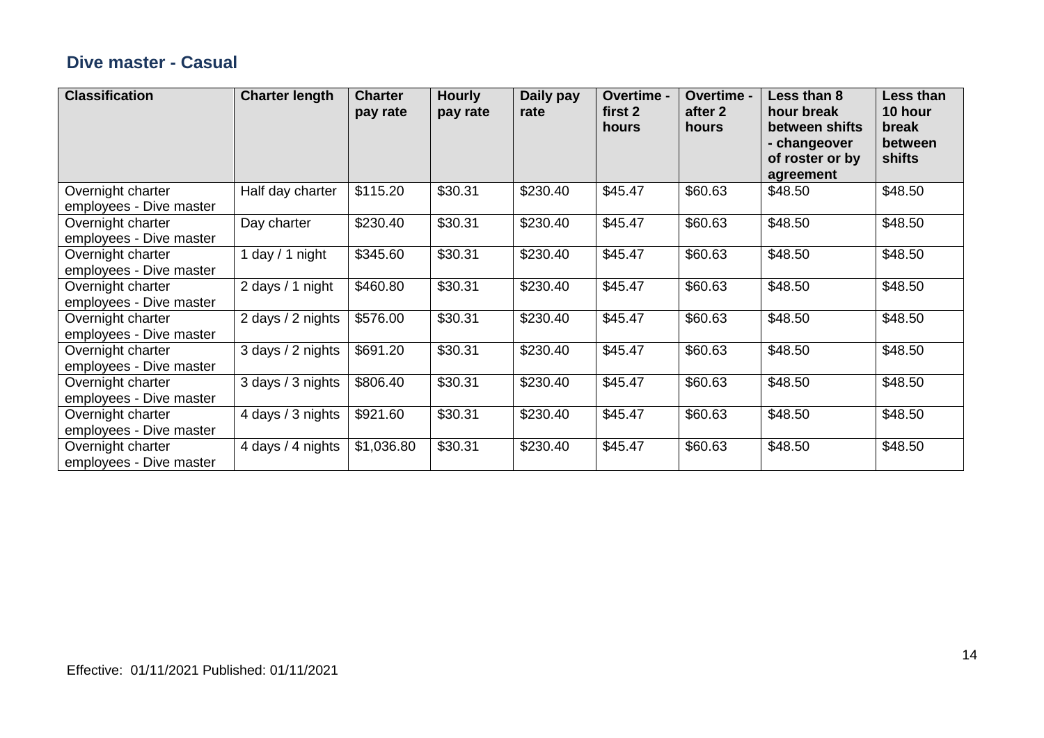## Dive master - Casual

| Classification | Charter length | Charter pay rate | Hourly pay rate | Daily pay rate | Overtime - first 2 hours | Overtime - after 2 hours | Less than 8 hour break between shifts - changeover of roster or by agreement | Less than 10 hour break between shifts |
|---|---|---|---|---|---|---|---|---|
| Overnight charter employees - Dive master | Half day charter | $115.20 | $30.31 | $230.40 | $45.47 | $60.63 | $48.50 | $48.50 |
| Overnight charter employees - Dive master | Day charter | $230.40 | $30.31 | $230.40 | $45.47 | $60.63 | $48.50 | $48.50 |
| Overnight charter employees - Dive master | 1 day / 1 night | $345.60 | $30.31 | $230.40 | $45.47 | $60.63 | $48.50 | $48.50 |
| Overnight charter employees - Dive master | 2 days / 1 night | $460.80 | $30.31 | $230.40 | $45.47 | $60.63 | $48.50 | $48.50 |
| Overnight charter employees - Dive master | 2 days / 2 nights | $576.00 | $30.31 | $230.40 | $45.47 | $60.63 | $48.50 | $48.50 |
| Overnight charter employees - Dive master | 3 days / 2 nights | $691.20 | $30.31 | $230.40 | $45.47 | $60.63 | $48.50 | $48.50 |
| Overnight charter employees - Dive master | 3 days / 3 nights | $806.40 | $30.31 | $230.40 | $45.47 | $60.63 | $48.50 | $48.50 |
| Overnight charter employees - Dive master | 4 days / 3 nights | $921.60 | $30.31 | $230.40 | $45.47 | $60.63 | $48.50 | $48.50 |
| Overnight charter employees - Dive master | 4 days / 4 nights | $1,036.80 | $30.31 | $230.40 | $45.47 | $60.63 | $48.50 | $48.50 |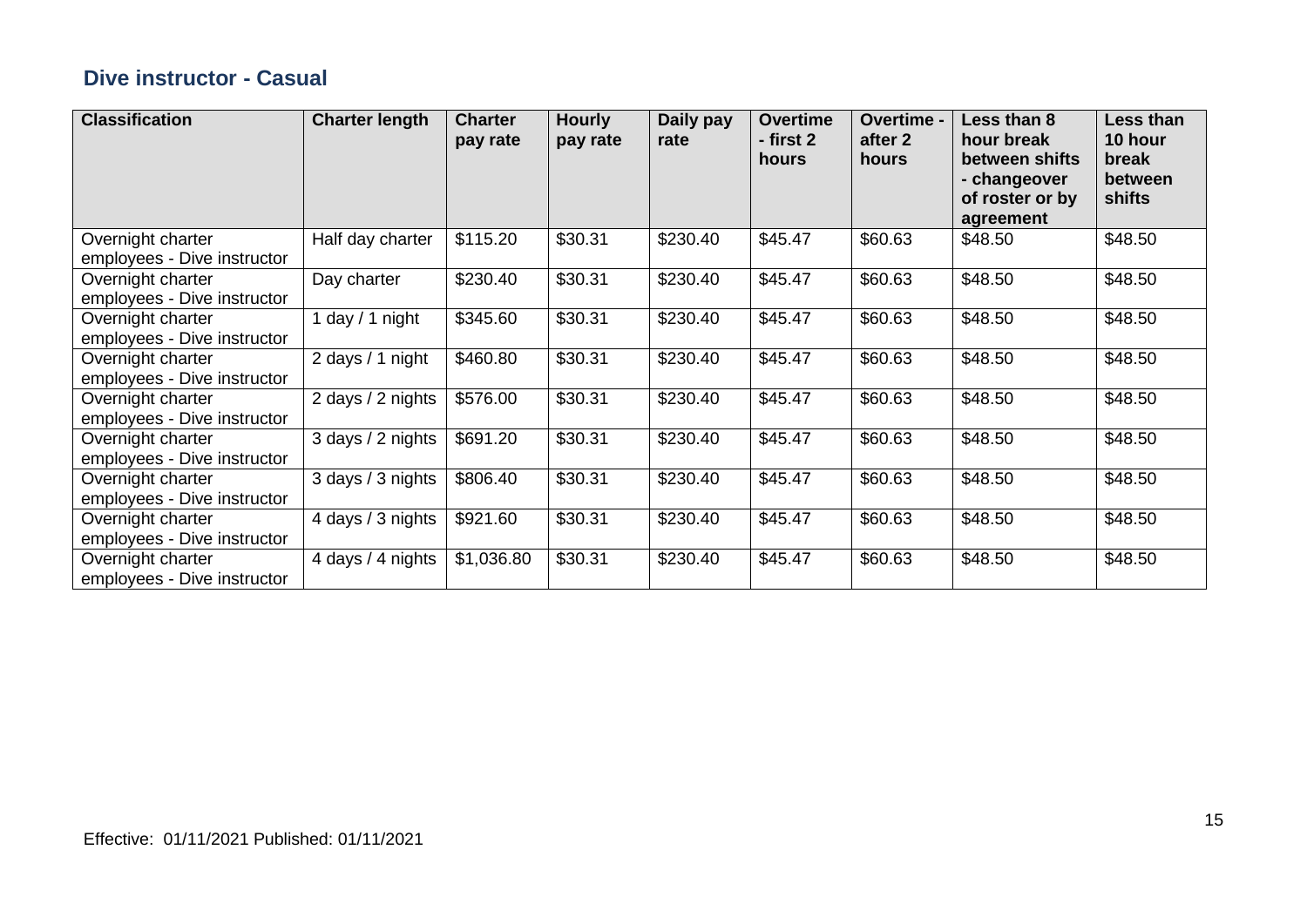## Dive instructor - Casual

| Classification | Charter length | Charter pay rate | Hourly pay rate | Daily pay rate | Overtime - first 2 hours | Overtime - after 2 hours | Less than 8 hour break between shifts - changeover of roster or by agreement | Less than 10 hour break between shifts |
|---|---|---|---|---|---|---|---|---|
| Overnight charter employees - Dive instructor | Half day charter | $115.20 | $30.31 | $230.40 | $45.47 | $60.63 | $48.50 | $48.50 |
| Overnight charter employees - Dive instructor | Day charter | $230.40 | $30.31 | $230.40 | $45.47 | $60.63 | $48.50 | $48.50 |
| Overnight charter employees - Dive instructor | 1 day / 1 night | $345.60 | $30.31 | $230.40 | $45.47 | $60.63 | $48.50 | $48.50 |
| Overnight charter employees - Dive instructor | 2 days / 1 night | $460.80 | $30.31 | $230.40 | $45.47 | $60.63 | $48.50 | $48.50 |
| Overnight charter employees - Dive instructor | 2 days / 2 nights | $576.00 | $30.31 | $230.40 | $45.47 | $60.63 | $48.50 | $48.50 |
| Overnight charter employees - Dive instructor | 3 days / 2 nights | $691.20 | $30.31 | $230.40 | $45.47 | $60.63 | $48.50 | $48.50 |
| Overnight charter employees - Dive instructor | 3 days / 3 nights | $806.40 | $30.31 | $230.40 | $45.47 | $60.63 | $48.50 | $48.50 |
| Overnight charter employees - Dive instructor | 4 days / 3 nights | $921.60 | $30.31 | $230.40 | $45.47 | $60.63 | $48.50 | $48.50 |
| Overnight charter employees - Dive instructor | 4 days / 4 nights | $1,036.80 | $30.31 | $230.40 | $45.47 | $60.63 | $48.50 | $48.50 |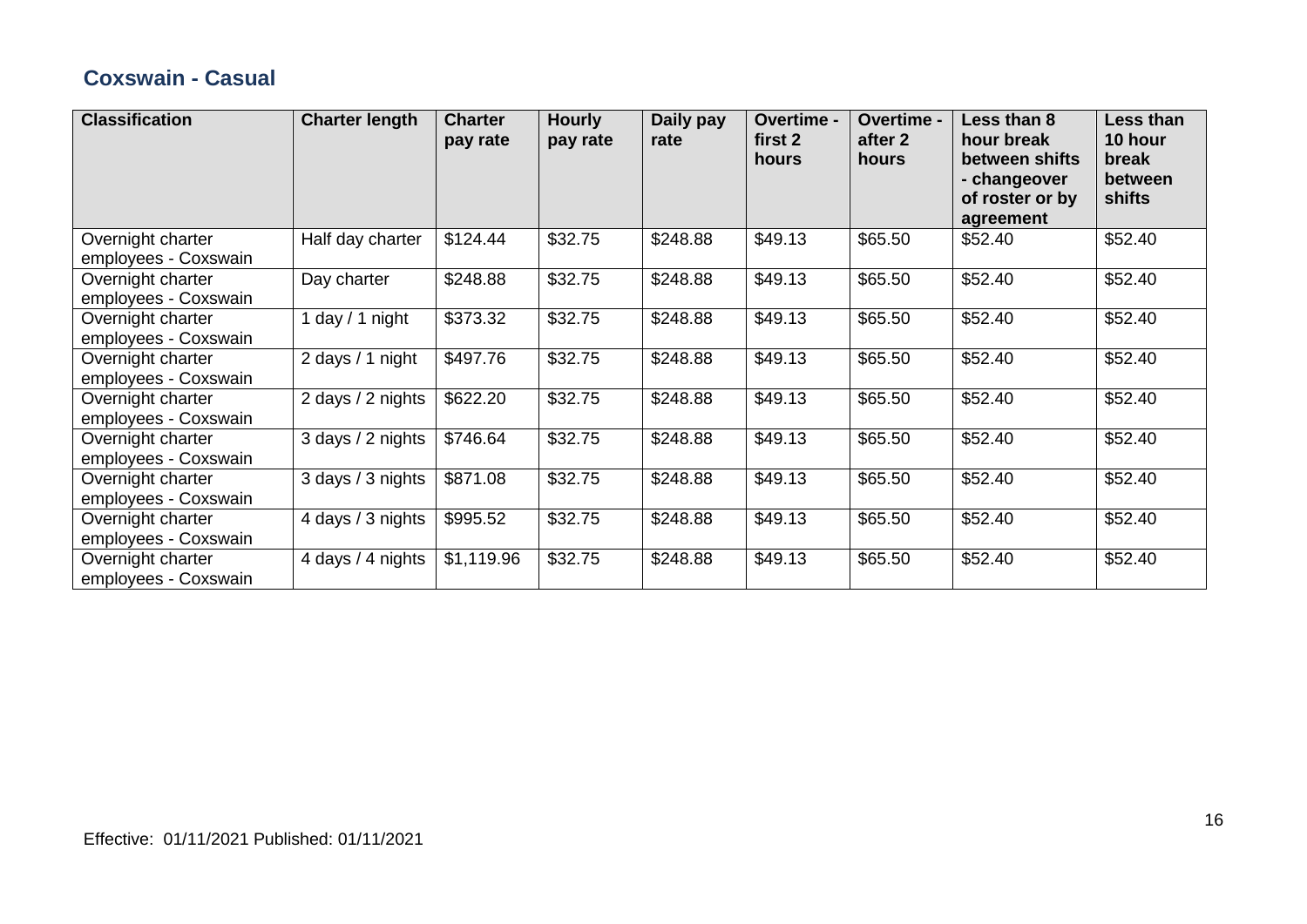## Coxswain - Casual

| Classification | Charter length | Charter pay rate | Hourly pay rate | Daily pay rate | Overtime - first 2 hours | Overtime - after 2 hours | Less than 8 hour break between shifts - changeover of roster or by agreement | Less than 10 hour break between shifts |
|---|---|---|---|---|---|---|---|---|
| Overnight charter employees - Coxswain | Half day charter | $124.44 | $32.75 | $248.88 | $49.13 | $65.50 | $52.40 | $52.40 |
| Overnight charter employees - Coxswain | Day charter | $248.88 | $32.75 | $248.88 | $49.13 | $65.50 | $52.40 | $52.40 |
| Overnight charter employees - Coxswain | 1 day / 1 night | $373.32 | $32.75 | $248.88 | $49.13 | $65.50 | $52.40 | $52.40 |
| Overnight charter employees - Coxswain | 2 days / 1 night | $497.76 | $32.75 | $248.88 | $49.13 | $65.50 | $52.40 | $52.40 |
| Overnight charter employees - Coxswain | 2 days / 2 nights | $622.20 | $32.75 | $248.88 | $49.13 | $65.50 | $52.40 | $52.40 |
| Overnight charter employees - Coxswain | 3 days / 2 nights | $746.64 | $32.75 | $248.88 | $49.13 | $65.50 | $52.40 | $52.40 |
| Overnight charter employees - Coxswain | 3 days / 3 nights | $871.08 | $32.75 | $248.88 | $49.13 | $65.50 | $52.40 | $52.40 |
| Overnight charter employees - Coxswain | 4 days / 3 nights | $995.52 | $32.75 | $248.88 | $49.13 | $65.50 | $52.40 | $52.40 |
| Overnight charter employees - Coxswain | 4 days / 4 nights | $1,119.96 | $32.75 | $248.88 | $49.13 | $65.50 | $52.40 | $52.40 |

Effective: 01/11/2021 Published: 01/11/2021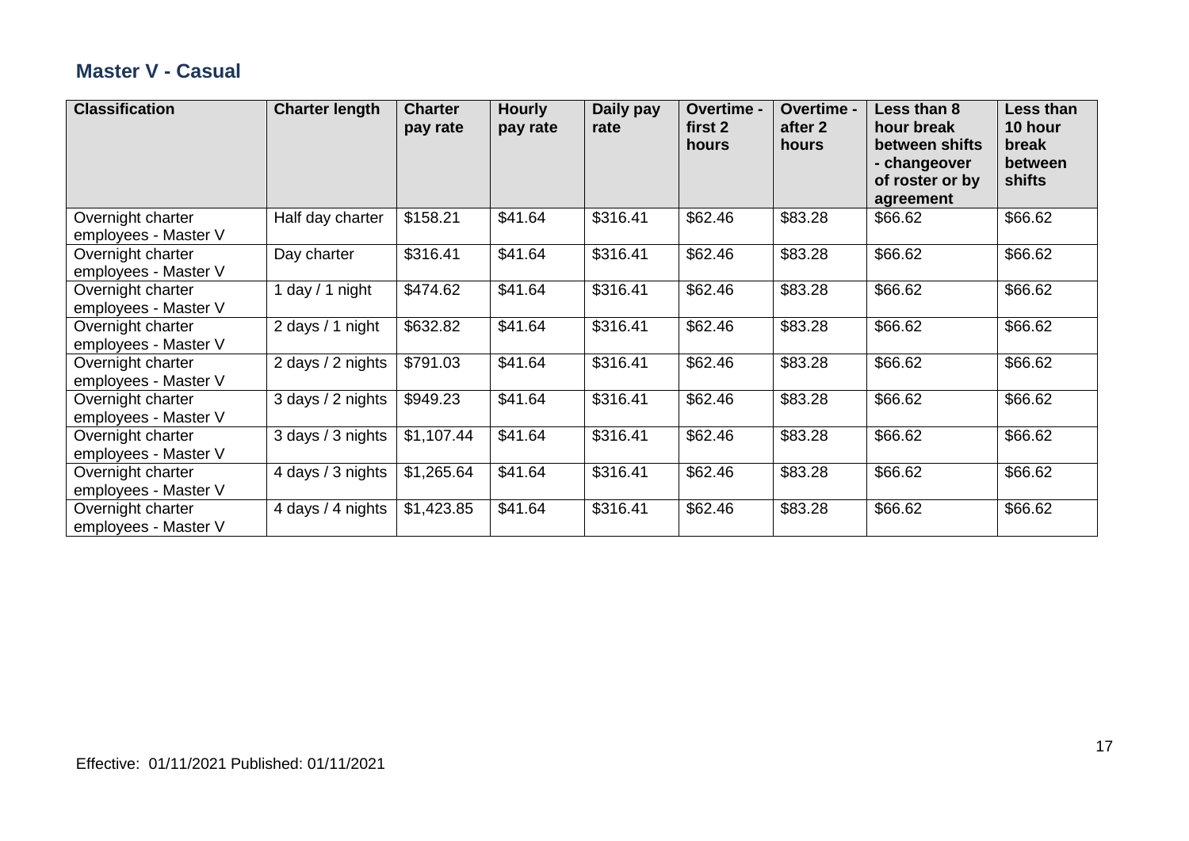## Master V - Casual

| Classification | Charter length | Charter pay rate | Hourly pay rate | Daily pay rate | Overtime - first 2 hours | Overtime - after 2 hours | Less than 8 hour break between shifts - changeover of roster or by agreement | Less than 10 hour break between shifts |
|---|---|---|---|---|---|---|---|---|
| Overnight charter employees - Master V | Half day charter | $158.21 | $41.64 | $316.41 | $62.46 | $83.28 | $66.62 | $66.62 |
| Overnight charter employees - Master V | Day charter | $316.41 | $41.64 | $316.41 | $62.46 | $83.28 | $66.62 | $66.62 |
| Overnight charter employees - Master V | 1 day / 1 night | $474.62 | $41.64 | $316.41 | $62.46 | $83.28 | $66.62 | $66.62 |
| Overnight charter employees - Master V | 2 days / 1 night | $632.82 | $41.64 | $316.41 | $62.46 | $83.28 | $66.62 | $66.62 |
| Overnight charter employees - Master V | 2 days / 2 nights | $791.03 | $41.64 | $316.41 | $62.46 | $83.28 | $66.62 | $66.62 |
| Overnight charter employees - Master V | 3 days / 2 nights | $949.23 | $41.64 | $316.41 | $62.46 | $83.28 | $66.62 | $66.62 |
| Overnight charter employees - Master V | 3 days / 3 nights | $1,107.44 | $41.64 | $316.41 | $62.46 | $83.28 | $66.62 | $66.62 |
| Overnight charter employees - Master V | 4 days / 3 nights | $1,265.64 | $41.64 | $316.41 | $62.46 | $83.28 | $66.62 | $66.62 |
| Overnight charter employees - Master V | 4 days / 4 nights | $1,423.85 | $41.64 | $316.41 | $62.46 | $83.28 | $66.62 | $66.62 |

Effective: 01/11/2021 Published: 01/11/2021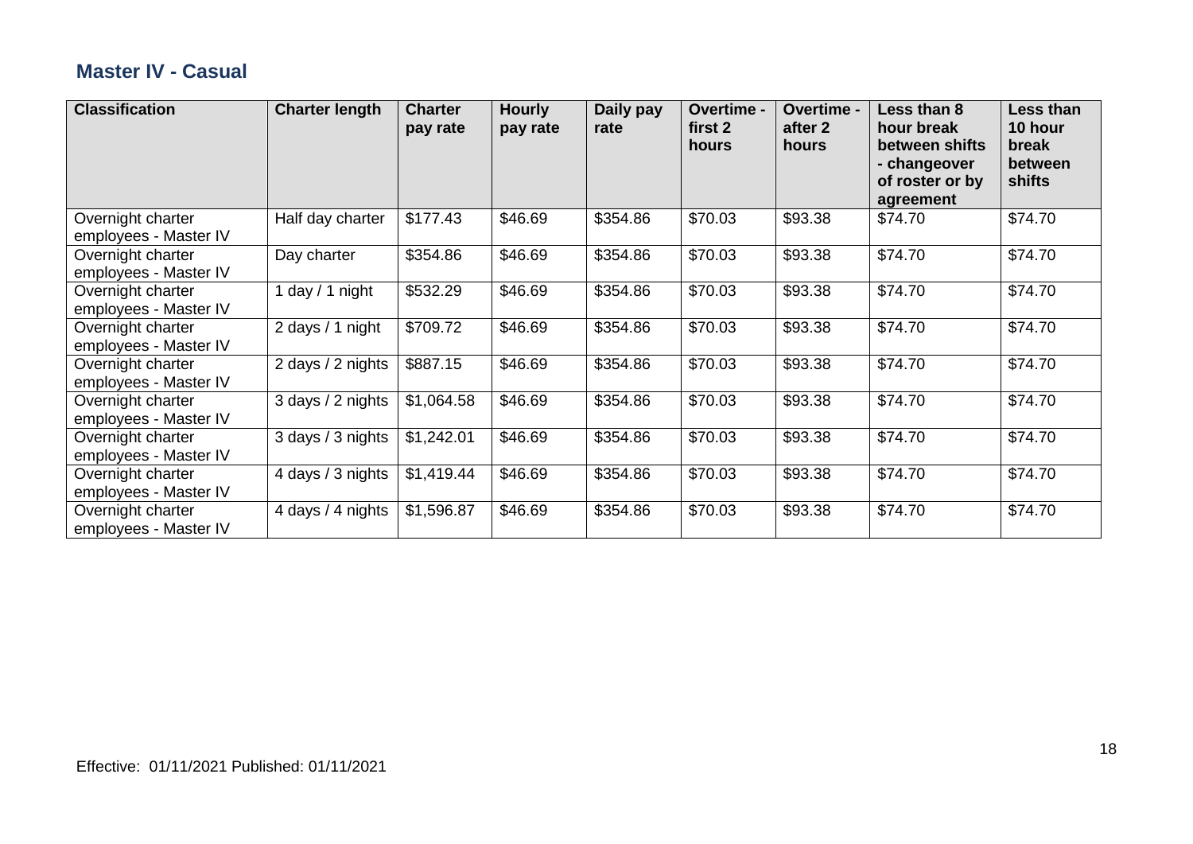## Master IV - Casual

| Classification | Charter length | Charter pay rate | Hourly pay rate | Daily pay rate | Overtime - first 2 hours | Overtime - after 2 hours | Less than 8 hour break between shifts - changeover of roster or by agreement | Less than 10 hour break between shifts |
|---|---|---|---|---|---|---|---|---|
| Overnight charter employees - Master IV | Half day charter | $177.43 | $46.69 | $354.86 | $70.03 | $93.38 | $74.70 | $74.70 |
| Overnight charter employees - Master IV | Day charter | $354.86 | $46.69 | $354.86 | $70.03 | $93.38 | $74.70 | $74.70 |
| Overnight charter employees - Master IV | 1 day / 1 night | $532.29 | $46.69 | $354.86 | $70.03 | $93.38 | $74.70 | $74.70 |
| Overnight charter employees - Master IV | 2 days / 1 night | $709.72 | $46.69 | $354.86 | $70.03 | $93.38 | $74.70 | $74.70 |
| Overnight charter employees - Master IV | 2 days / 2 nights | $887.15 | $46.69 | $354.86 | $70.03 | $93.38 | $74.70 | $74.70 |
| Overnight charter employees - Master IV | 3 days / 2 nights | $1,064.58 | $46.69 | $354.86 | $70.03 | $93.38 | $74.70 | $74.70 |
| Overnight charter employees - Master IV | 3 days / 3 nights | $1,242.01 | $46.69 | $354.86 | $70.03 | $93.38 | $74.70 | $74.70 |
| Overnight charter employees - Master IV | 4 days / 3 nights | $1,419.44 | $46.69 | $354.86 | $70.03 | $93.38 | $74.70 | $74.70 |
| Overnight charter employees - Master IV | 4 days / 4 nights | $1,596.87 | $46.69 | $354.86 | $70.03 | $93.38 | $74.70 | $74.70 |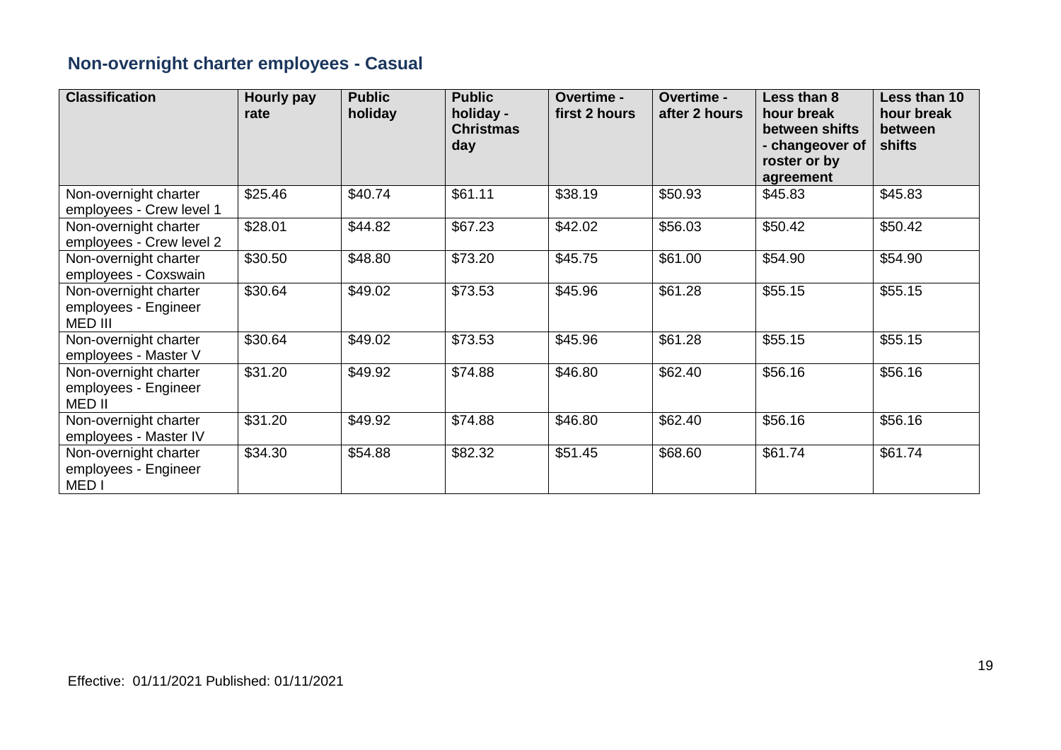## Non-overnight charter employees - Casual

| Classification | Hourly pay rate | Public holiday | Public holiday - Christmas day | Overtime - first 2 hours | Overtime - after 2 hours | Less than 8 hour break between shifts - changeover of roster or by agreement | Less than 10 hour break between shifts |
|---|---|---|---|---|---|---|---|
| Non-overnight charter employees - Crew level 1 | $25.46 | $40.74 | $61.11 | $38.19 | $50.93 | $45.83 | $45.83 |
| Non-overnight charter employees - Crew level 2 | $28.01 | $44.82 | $67.23 | $42.02 | $56.03 | $50.42 | $50.42 |
| Non-overnight charter employees - Coxswain | $30.50 | $48.80 | $73.20 | $45.75 | $61.00 | $54.90 | $54.90 |
| Non-overnight charter employees - Engineer MED III | $30.64 | $49.02 | $73.53 | $45.96 | $61.28 | $55.15 | $55.15 |
| Non-overnight charter employees - Master V | $30.64 | $49.02 | $73.53 | $45.96 | $61.28 | $55.15 | $55.15 |
| Non-overnight charter employees - Engineer MED II | $31.20 | $49.92 | $74.88 | $46.80 | $62.40 | $56.16 | $56.16 |
| Non-overnight charter employees - Master IV | $31.20 | $49.92 | $74.88 | $46.80 | $62.40 | $56.16 | $56.16 |
| Non-overnight charter employees - Engineer MED I | $34.30 | $54.88 | $82.32 | $51.45 | $68.60 | $61.74 | $61.74 |

Effective: 01/11/2021 Published: 01/11/2021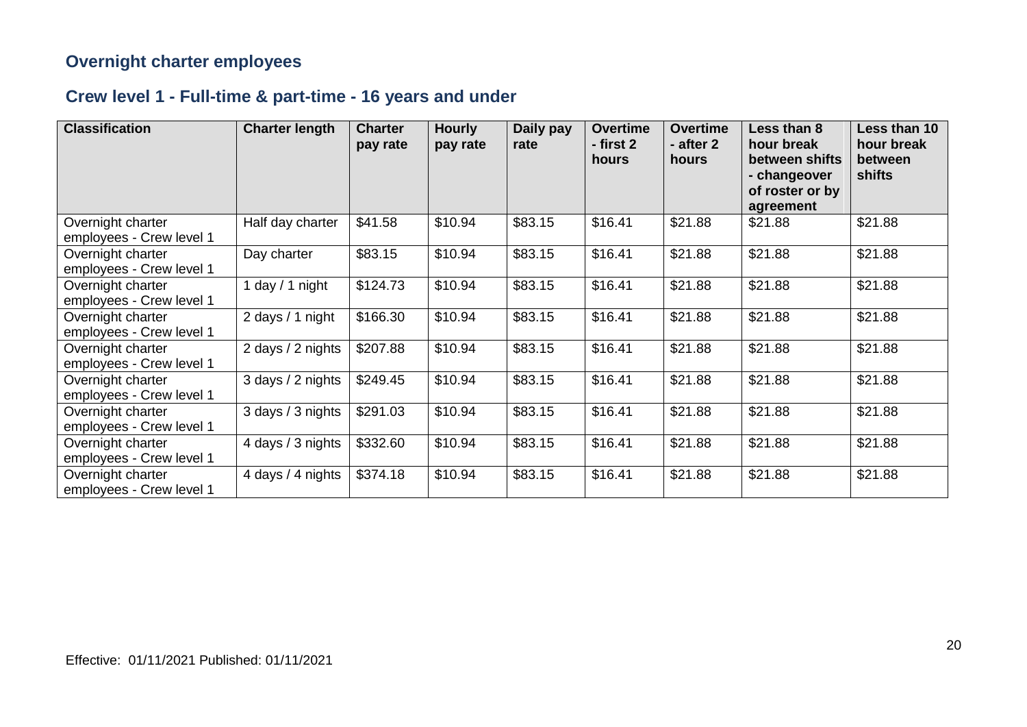## Overnight charter employees

## Crew level 1 - Full-time & part-time - 16 years and under

| Classification | Charter length | Charter pay rate | Hourly pay rate | Daily pay rate | Overtime - first 2 hours | Overtime - after 2 hours | Less than 8 hour break between shifts - changeover of roster or by agreement | Less than 10 hour break between shifts |
|---|---|---|---|---|---|---|---|---|
| Overnight charter employees - Crew level 1 | Half day charter | $41.58 | $10.94 | $83.15 | $16.41 | $21.88 | $21.88 | $21.88 |
| Overnight charter employees - Crew level 1 | Day charter | $83.15 | $10.94 | $83.15 | $16.41 | $21.88 | $21.88 | $21.88 |
| Overnight charter employees - Crew level 1 | 1 day / 1 night | $124.73 | $10.94 | $83.15 | $16.41 | $21.88 | $21.88 | $21.88 |
| Overnight charter employees - Crew level 1 | 2 days / 1 night | $166.30 | $10.94 | $83.15 | $16.41 | $21.88 | $21.88 | $21.88 |
| Overnight charter employees - Crew level 1 | 2 days / 2 nights | $207.88 | $10.94 | $83.15 | $16.41 | $21.88 | $21.88 | $21.88 |
| Overnight charter employees - Crew level 1 | 3 days / 2 nights | $249.45 | $10.94 | $83.15 | $16.41 | $21.88 | $21.88 | $21.88 |
| Overnight charter employees - Crew level 1 | 3 days / 3 nights | $291.03 | $10.94 | $83.15 | $16.41 | $21.88 | $21.88 | $21.88 |
| Overnight charter employees - Crew level 1 | 4 days / 3 nights | $332.60 | $10.94 | $83.15 | $16.41 | $21.88 | $21.88 | $21.88 |
| Overnight charter employees - Crew level 1 | 4 days / 4 nights | $374.18 | $10.94 | $83.15 | $16.41 | $21.88 | $21.88 | $21.88 |

Effective: 01/11/2021 Published: 01/11/2021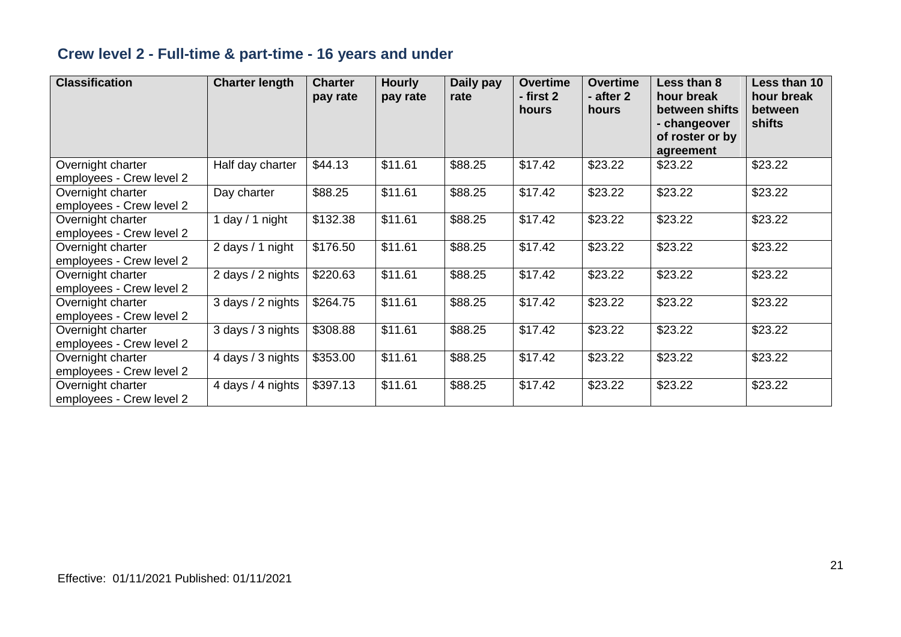## Crew level 2 - Full-time & part-time - 16 years and under

| Classification | Charter length | Charter pay rate | Hourly pay rate | Daily pay rate | Overtime - first 2 hours | Overtime - after 2 hours | Less than 8 hour break between shifts - changeover of roster or by agreement | Less than 10 hour break between shifts |
|---|---|---|---|---|---|---|---|---|
| Overnight charter employees - Crew level 2 | Half day charter | $44.13 | $11.61 | $88.25 | $17.42 | $23.22 | $23.22 | $23.22 |
| Overnight charter employees - Crew level 2 | Day charter | $88.25 | $11.61 | $88.25 | $17.42 | $23.22 | $23.22 | $23.22 |
| Overnight charter employees - Crew level 2 | 1 day / 1 night | $132.38 | $11.61 | $88.25 | $17.42 | $23.22 | $23.22 | $23.22 |
| Overnight charter employees - Crew level 2 | 2 days / 1 night | $176.50 | $11.61 | $88.25 | $17.42 | $23.22 | $23.22 | $23.22 |
| Overnight charter employees - Crew level 2 | 2 days / 2 nights | $220.63 | $11.61 | $88.25 | $17.42 | $23.22 | $23.22 | $23.22 |
| Overnight charter employees - Crew level 2 | 3 days / 2 nights | $264.75 | $11.61 | $88.25 | $17.42 | $23.22 | $23.22 | $23.22 |
| Overnight charter employees - Crew level 2 | 3 days / 3 nights | $308.88 | $11.61 | $88.25 | $17.42 | $23.22 | $23.22 | $23.22 |
| Overnight charter employees - Crew level 2 | 4 days / 3 nights | $353.00 | $11.61 | $88.25 | $17.42 | $23.22 | $23.22 | $23.22 |
| Overnight charter employees - Crew level 2 | 4 days / 4 nights | $397.13 | $11.61 | $88.25 | $17.42 | $23.22 | $23.22 | $23.22 |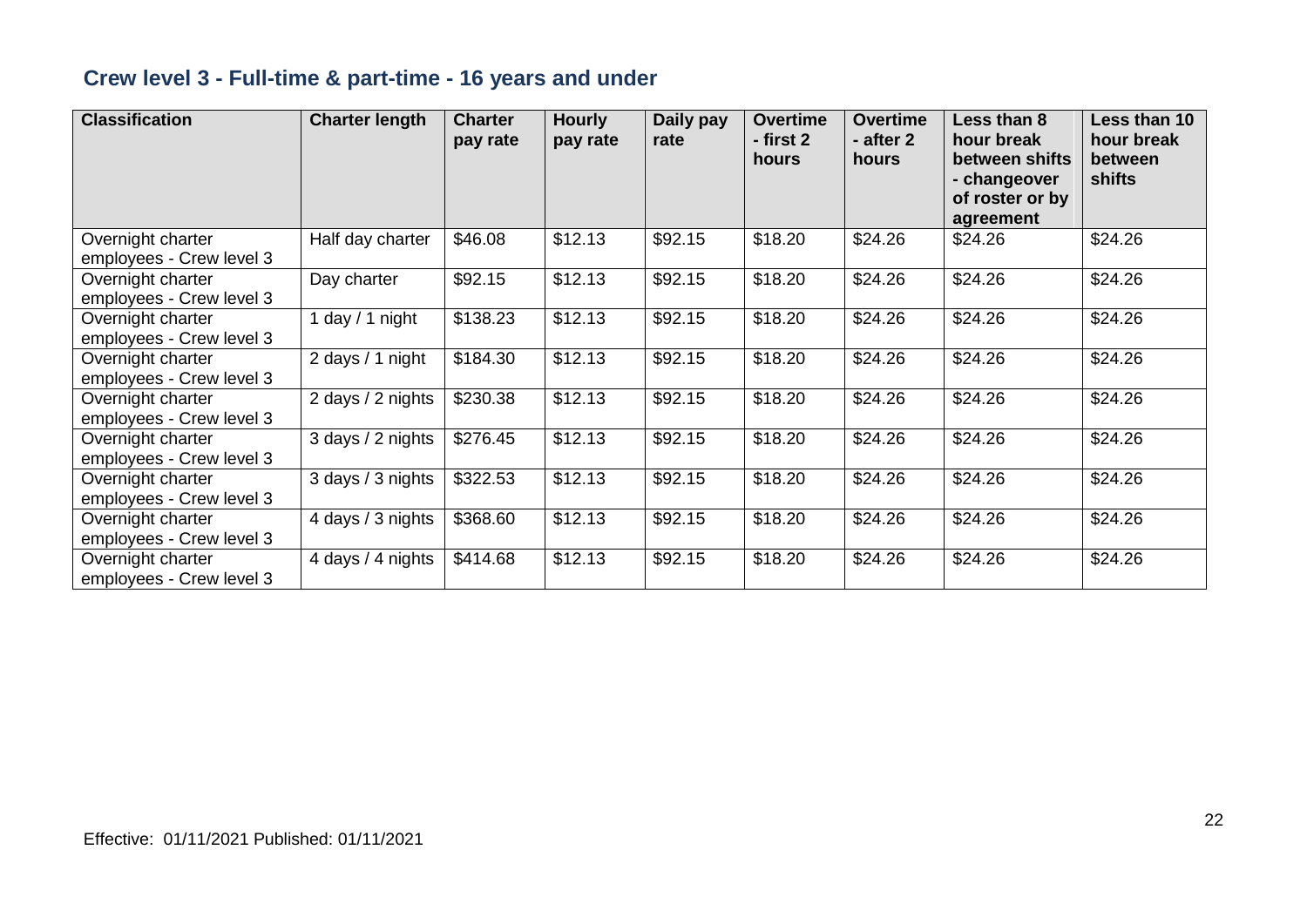## Crew level 3 - Full-time & part-time - 16 years and under

| Classification | Charter length | Charter pay rate | Hourly pay rate | Daily pay rate | Overtime - first 2 hours | Overtime - after 2 hours | Less than 8 hour break between shifts - changeover of roster or by agreement | Less than 10 hour break between shifts |
|---|---|---|---|---|---|---|---|---|
| Overnight charter employees - Crew level 3 | Half day charter | $46.08 | $12.13 | $92.15 | $18.20 | $24.26 | $24.26 | $24.26 |
| Overnight charter employees - Crew level 3 | Day charter | $92.15 | $12.13 | $92.15 | $18.20 | $24.26 | $24.26 | $24.26 |
| Overnight charter employees - Crew level 3 | 1 day / 1 night | $138.23 | $12.13 | $92.15 | $18.20 | $24.26 | $24.26 | $24.26 |
| Overnight charter employees - Crew level 3 | 2 days / 1 night | $184.30 | $12.13 | $92.15 | $18.20 | $24.26 | $24.26 | $24.26 |
| Overnight charter employees - Crew level 3 | 2 days / 2 nights | $230.38 | $12.13 | $92.15 | $18.20 | $24.26 | $24.26 | $24.26 |
| Overnight charter employees - Crew level 3 | 3 days / 2 nights | $276.45 | $12.13 | $92.15 | $18.20 | $24.26 | $24.26 | $24.26 |
| Overnight charter employees - Crew level 3 | 3 days / 3 nights | $322.53 | $12.13 | $92.15 | $18.20 | $24.26 | $24.26 | $24.26 |
| Overnight charter employees - Crew level 3 | 4 days / 3 nights | $368.60 | $12.13 | $92.15 | $18.20 | $24.26 | $24.26 | $24.26 |
| Overnight charter employees - Crew level 3 | 4 days / 4 nights | $414.68 | $12.13 | $92.15 | $18.20 | $24.26 | $24.26 | $24.26 |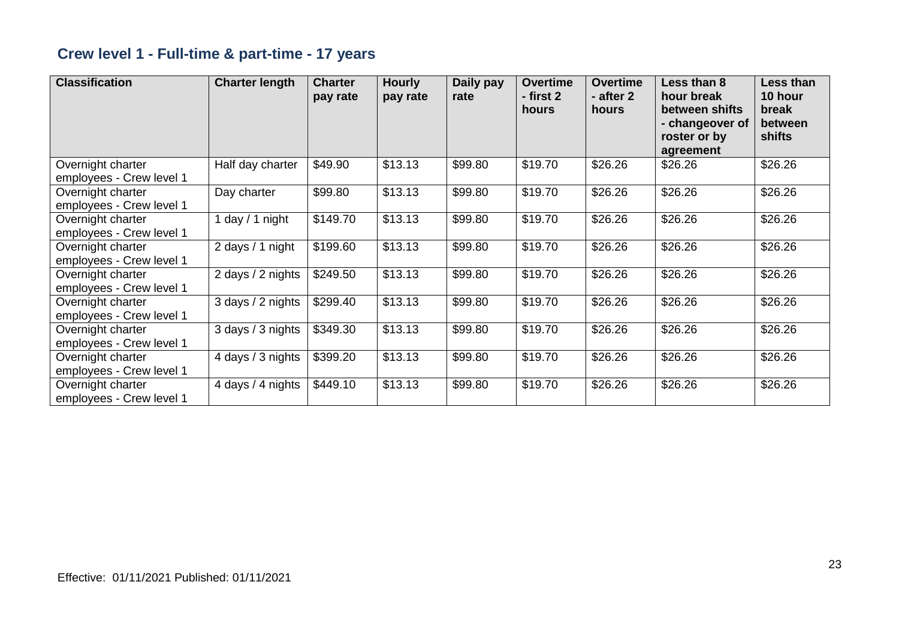## Crew level 1 - Full-time & part-time - 17 years

| Classification | Charter length | Charter pay rate | Hourly pay rate | Daily pay rate | Overtime - first 2 hours | Overtime - after 2 hours | Less than 8 hour break between shifts - changeover of roster or by agreement | Less than 10 hour break between shifts |
|---|---|---|---|---|---|---|---|---|
| Overnight charter employees - Crew level 1 | Half day charter | $49.90 | $13.13 | $99.80 | $19.70 | $26.26 | $26.26 | $26.26 |
| Overnight charter employees - Crew level 1 | Day charter | $99.80 | $13.13 | $99.80 | $19.70 | $26.26 | $26.26 | $26.26 |
| Overnight charter employees - Crew level 1 | 1 day / 1 night | $149.70 | $13.13 | $99.80 | $19.70 | $26.26 | $26.26 | $26.26 |
| Overnight charter employees - Crew level 1 | 2 days / 1 night | $199.60 | $13.13 | $99.80 | $19.70 | $26.26 | $26.26 | $26.26 |
| Overnight charter employees - Crew level 1 | 2 days / 2 nights | $249.50 | $13.13 | $99.80 | $19.70 | $26.26 | $26.26 | $26.26 |
| Overnight charter employees - Crew level 1 | 3 days / 2 nights | $299.40 | $13.13 | $99.80 | $19.70 | $26.26 | $26.26 | $26.26 |
| Overnight charter employees - Crew level 1 | 3 days / 3 nights | $349.30 | $13.13 | $99.80 | $19.70 | $26.26 | $26.26 | $26.26 |
| Overnight charter employees - Crew level 1 | 4 days / 3 nights | $399.20 | $13.13 | $99.80 | $19.70 | $26.26 | $26.26 | $26.26 |
| Overnight charter employees - Crew level 1 | 4 days / 4 nights | $449.10 | $13.13 | $99.80 | $19.70 | $26.26 | $26.26 | $26.26 |

Effective: 01/11/2021 Published: 01/11/2021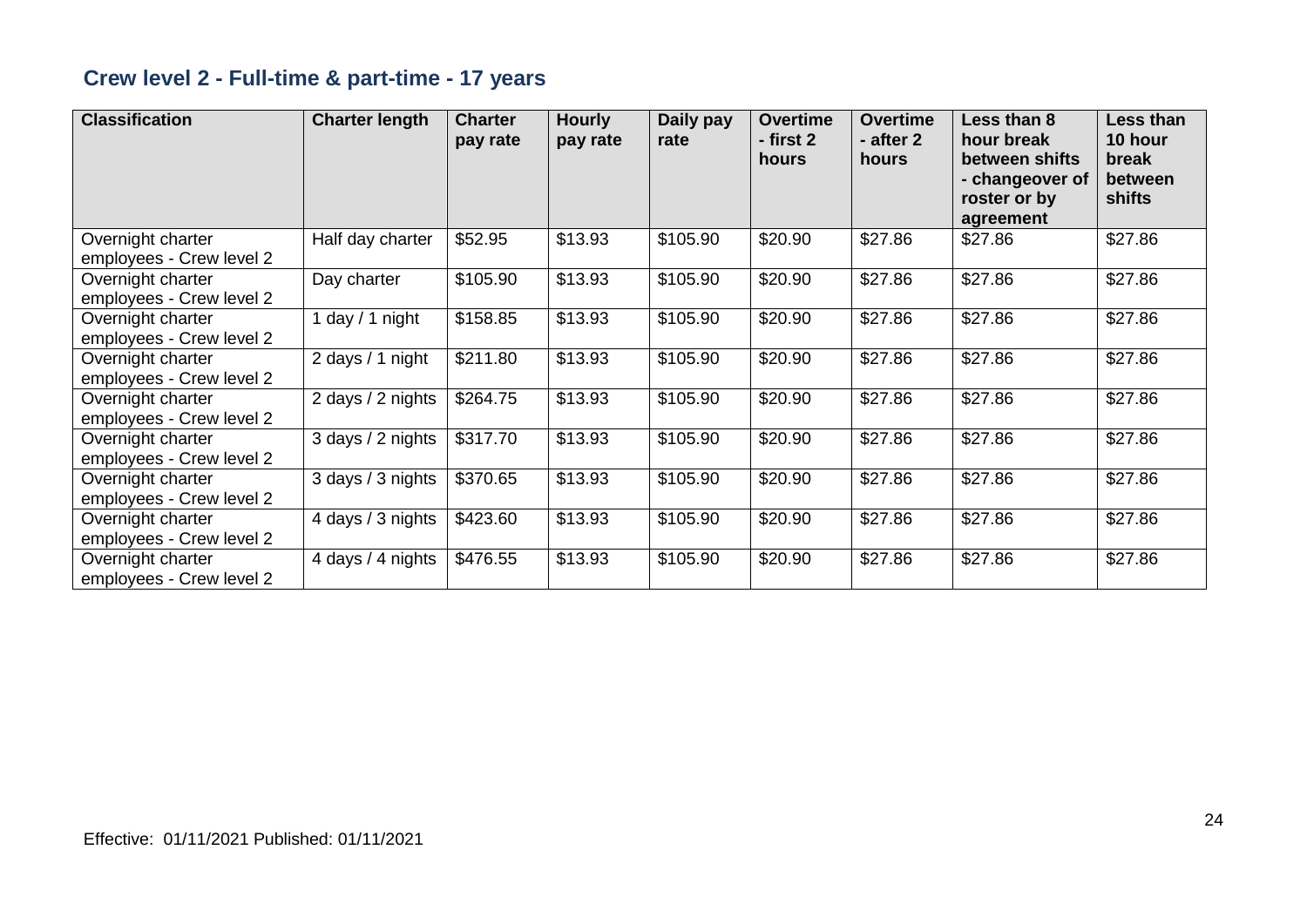## Crew level 2 - Full-time & part-time - 17 years

| Classification | Charter length | Charter pay rate | Hourly pay rate | Daily pay rate | Overtime - first 2 hours | Overtime - after 2 hours | Less than 8 hour break between shifts - changeover of roster or by agreement | Less than 10 hour break between shifts |
|---|---|---|---|---|---|---|---|---|
| Overnight charter employees - Crew level 2 | Half day charter | $52.95 | $13.93 | $105.90 | $20.90 | $27.86 | $27.86 | $27.86 |
| Overnight charter employees - Crew level 2 | Day charter | $105.90 | $13.93 | $105.90 | $20.90 | $27.86 | $27.86 | $27.86 |
| Overnight charter employees - Crew level 2 | 1 day / 1 night | $158.85 | $13.93 | $105.90 | $20.90 | $27.86 | $27.86 | $27.86 |
| Overnight charter employees - Crew level 2 | 2 days / 1 night | $211.80 | $13.93 | $105.90 | $20.90 | $27.86 | $27.86 | $27.86 |
| Overnight charter employees - Crew level 2 | 2 days / 2 nights | $264.75 | $13.93 | $105.90 | $20.90 | $27.86 | $27.86 | $27.86 |
| Overnight charter employees - Crew level 2 | 3 days / 2 nights | $317.70 | $13.93 | $105.90 | $20.90 | $27.86 | $27.86 | $27.86 |
| Overnight charter employees - Crew level 2 | 3 days / 3 nights | $370.65 | $13.93 | $105.90 | $20.90 | $27.86 | $27.86 | $27.86 |
| Overnight charter employees - Crew level 2 | 4 days / 3 nights | $423.60 | $13.93 | $105.90 | $20.90 | $27.86 | $27.86 | $27.86 |
| Overnight charter employees - Crew level 2 | 4 days / 4 nights | $476.55 | $13.93 | $105.90 | $20.90 | $27.86 | $27.86 | $27.86 |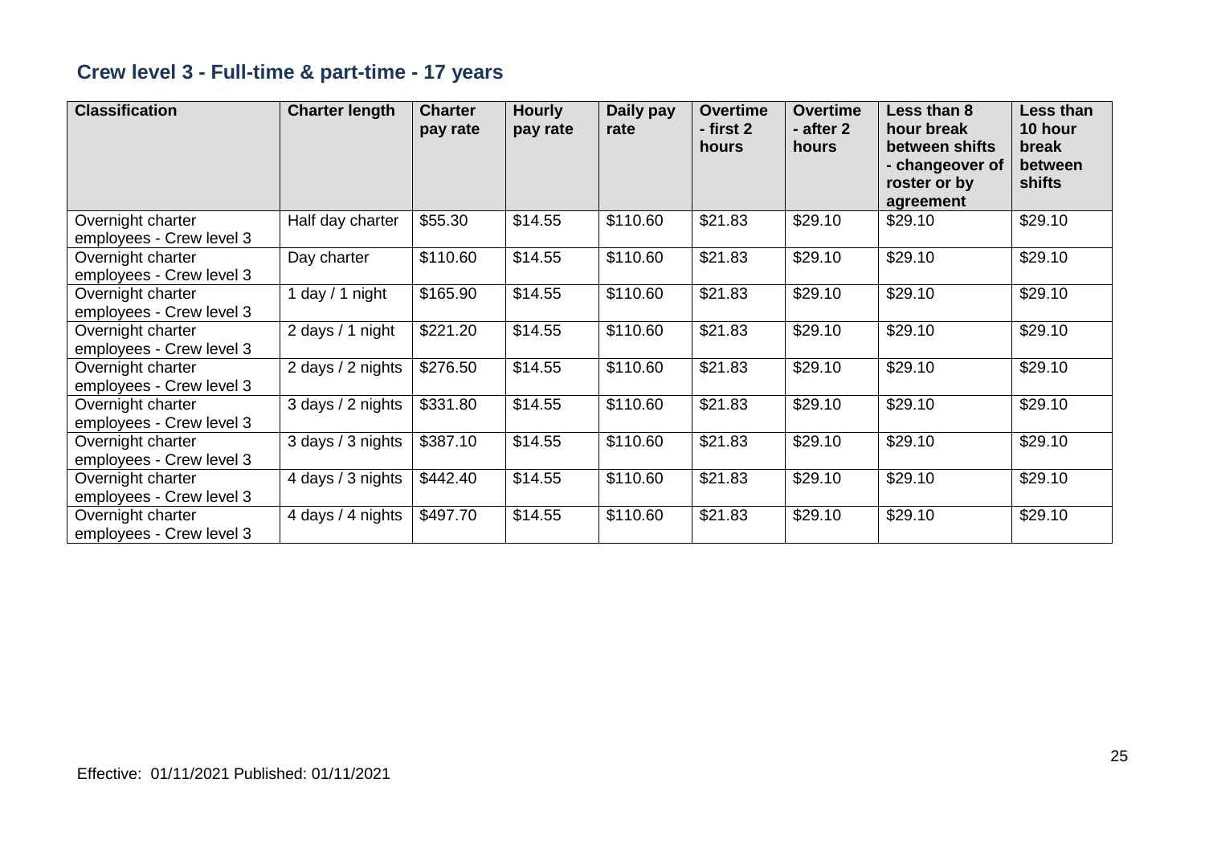## Crew level 3 - Full-time & part-time - 17 years

| Classification | Charter length | Charter pay rate | Hourly pay rate | Daily pay rate | Overtime - first 2 hours | Overtime - after 2 hours | Less than 8 hour break between shifts - changeover of roster or by agreement | Less than 10 hour break between shifts |
|---|---|---|---|---|---|---|---|---|
| Overnight charter employees - Crew level 3 | Half day charter | $55.30 | $14.55 | $110.60 | $21.83 | $29.10 | $29.10 | $29.10 |
| Overnight charter employees - Crew level 3 | Day charter | $110.60 | $14.55 | $110.60 | $21.83 | $29.10 | $29.10 | $29.10 |
| Overnight charter employees - Crew level 3 | 1 day / 1 night | $165.90 | $14.55 | $110.60 | $21.83 | $29.10 | $29.10 | $29.10 |
| Overnight charter employees - Crew level 3 | 2 days / 1 night | $221.20 | $14.55 | $110.60 | $21.83 | $29.10 | $29.10 | $29.10 |
| Overnight charter employees - Crew level 3 | 2 days / 2 nights | $276.50 | $14.55 | $110.60 | $21.83 | $29.10 | $29.10 | $29.10 |
| Overnight charter employees - Crew level 3 | 3 days / 2 nights | $331.80 | $14.55 | $110.60 | $21.83 | $29.10 | $29.10 | $29.10 |
| Overnight charter employees - Crew level 3 | 3 days / 3 nights | $387.10 | $14.55 | $110.60 | $21.83 | $29.10 | $29.10 | $29.10 |
| Overnight charter employees - Crew level 3 | 4 days / 3 nights | $442.40 | $14.55 | $110.60 | $21.83 | $29.10 | $29.10 | $29.10 |
| Overnight charter employees - Crew level 3 | 4 days / 4 nights | $497.70 | $14.55 | $110.60 | $21.83 | $29.10 | $29.10 | $29.10 |

Effective: 01/11/2021 Published: 01/11/2021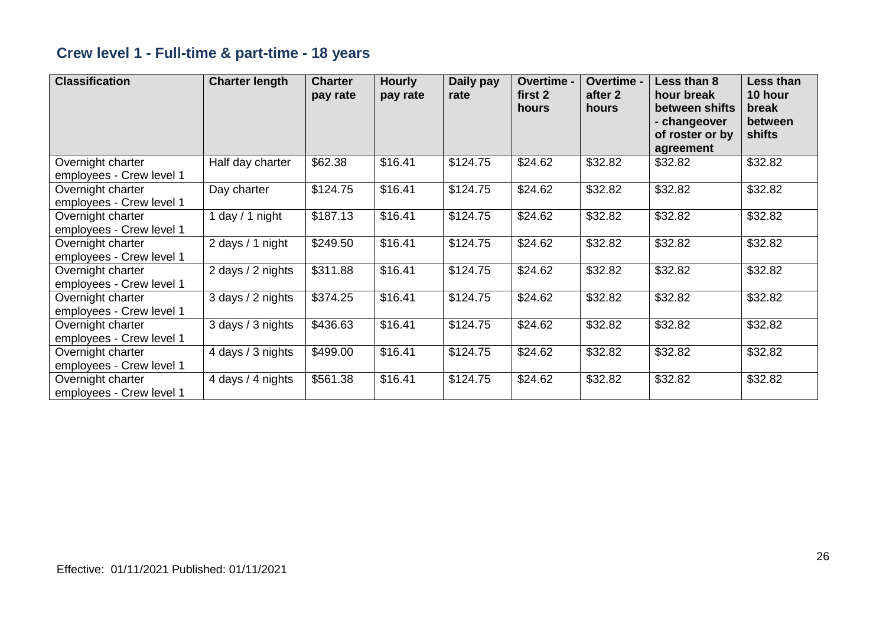## Crew level 1 - Full-time & part-time - 18 years

| Classification | Charter length | Charter pay rate | Hourly pay rate | Daily pay rate | Overtime - first 2 hours | Overtime - after 2 hours | Less than 8 hour break between shifts - changeover of roster or by agreement | Less than 10 hour break between shifts |
|---|---|---|---|---|---|---|---|---|
| Overnight charter employees - Crew level 1 | Half day charter | $62.38 | $16.41 | $124.75 | $24.62 | $32.82 | $32.82 | $32.82 |
| Overnight charter employees - Crew level 1 | Day charter | $124.75 | $16.41 | $124.75 | $24.62 | $32.82 | $32.82 | $32.82 |
| Overnight charter employees - Crew level 1 | 1 day / 1 night | $187.13 | $16.41 | $124.75 | $24.62 | $32.82 | $32.82 | $32.82 |
| Overnight charter employees - Crew level 1 | 2 days / 1 night | $249.50 | $16.41 | $124.75 | $24.62 | $32.82 | $32.82 | $32.82 |
| Overnight charter employees - Crew level 1 | 2 days / 2 nights | $311.88 | $16.41 | $124.75 | $24.62 | $32.82 | $32.82 | $32.82 |
| Overnight charter employees - Crew level 1 | 3 days / 2 nights | $374.25 | $16.41 | $124.75 | $24.62 | $32.82 | $32.82 | $32.82 |
| Overnight charter employees - Crew level 1 | 3 days / 3 nights | $436.63 | $16.41 | $124.75 | $24.62 | $32.82 | $32.82 | $32.82 |
| Overnight charter employees - Crew level 1 | 4 days / 3 nights | $499.00 | $16.41 | $124.75 | $24.62 | $32.82 | $32.82 | $32.82 |
| Overnight charter employees - Crew level 1 | 4 days / 4 nights | $561.38 | $16.41 | $124.75 | $24.62 | $32.82 | $32.82 | $32.82 |

Effective: 01/11/2021 Published: 01/11/2021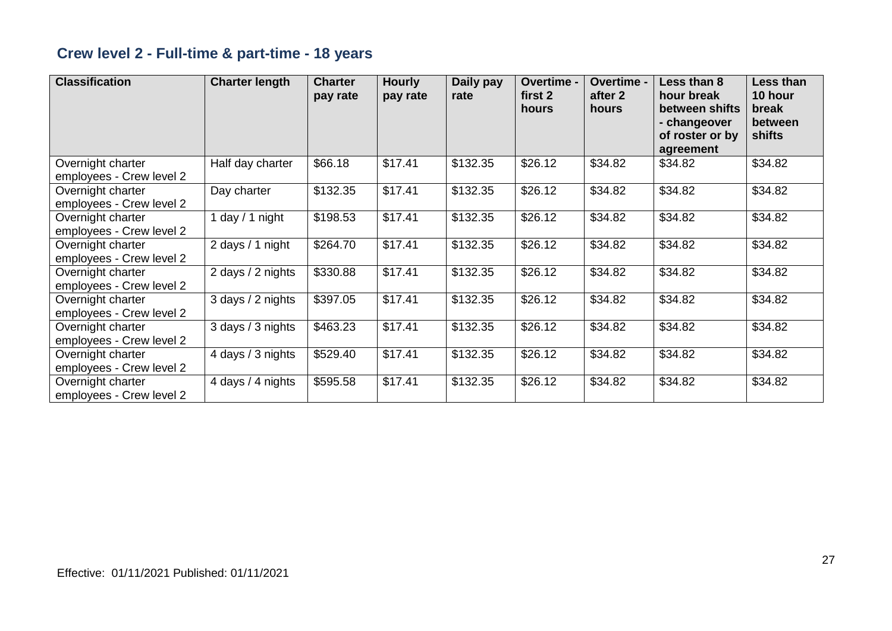## Crew level 2 - Full-time & part-time - 18 years

| Classification | Charter length | Charter pay rate | Hourly pay rate | Daily pay rate | Overtime - first 2 hours | Overtime - after 2 hours | Less than 8 hour break between shifts - changeover of roster or by agreement | Less than 10 hour break between shifts |
|---|---|---|---|---|---|---|---|---|
| Overnight charter employees - Crew level 2 | Half day charter | $66.18 | $17.41 | $132.35 | $26.12 | $34.82 | $34.82 | $34.82 |
| Overnight charter employees - Crew level 2 | Day charter | $132.35 | $17.41 | $132.35 | $26.12 | $34.82 | $34.82 | $34.82 |
| Overnight charter employees - Crew level 2 | 1 day / 1 night | $198.53 | $17.41 | $132.35 | $26.12 | $34.82 | $34.82 | $34.82 |
| Overnight charter employees - Crew level 2 | 2 days / 1 night | $264.70 | $17.41 | $132.35 | $26.12 | $34.82 | $34.82 | $34.82 |
| Overnight charter employees - Crew level 2 | 2 days / 2 nights | $330.88 | $17.41 | $132.35 | $26.12 | $34.82 | $34.82 | $34.82 |
| Overnight charter employees - Crew level 2 | 3 days / 2 nights | $397.05 | $17.41 | $132.35 | $26.12 | $34.82 | $34.82 | $34.82 |
| Overnight charter employees - Crew level 2 | 3 days / 3 nights | $463.23 | $17.41 | $132.35 | $26.12 | $34.82 | $34.82 | $34.82 |
| Overnight charter employees - Crew level 2 | 4 days / 3 nights | $529.40 | $17.41 | $132.35 | $26.12 | $34.82 | $34.82 | $34.82 |
| Overnight charter employees - Crew level 2 | 4 days / 4 nights | $595.58 | $17.41 | $132.35 | $26.12 | $34.82 | $34.82 | $34.82 |

Effective: 01/11/2021 Published: 01/11/2021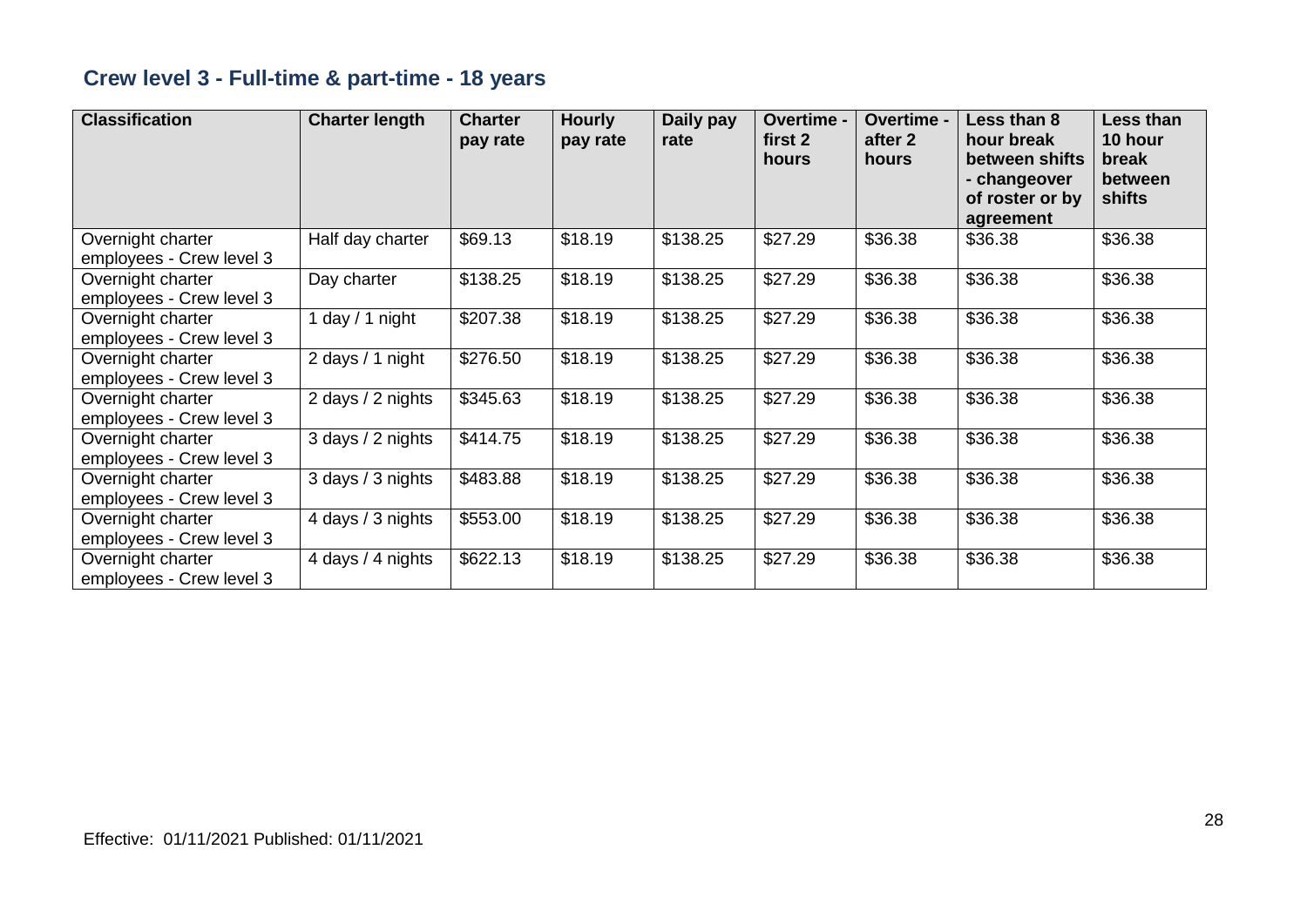## Crew level 3 - Full-time & part-time - 18 years

| Classification | Charter length | Charter pay rate | Hourly pay rate | Daily pay rate | Overtime - first 2 hours | Overtime - after 2 hours | Less than 8 hour break between shifts - changeover of roster or by agreement | Less than 10 hour break between shifts |
|---|---|---|---|---|---|---|---|---|
| Overnight charter employees - Crew level 3 | Half day charter | $69.13 | $18.19 | $138.25 | $27.29 | $36.38 | $36.38 | $36.38 |
| Overnight charter employees - Crew level 3 | Day charter | $138.25 | $18.19 | $138.25 | $27.29 | $36.38 | $36.38 | $36.38 |
| Overnight charter employees - Crew level 3 | 1 day / 1 night | $207.38 | $18.19 | $138.25 | $27.29 | $36.38 | $36.38 | $36.38 |
| Overnight charter employees - Crew level 3 | 2 days / 1 night | $276.50 | $18.19 | $138.25 | $27.29 | $36.38 | $36.38 | $36.38 |
| Overnight charter employees - Crew level 3 | 2 days / 2 nights | $345.63 | $18.19 | $138.25 | $27.29 | $36.38 | $36.38 | $36.38 |
| Overnight charter employees - Crew level 3 | 3 days / 2 nights | $414.75 | $18.19 | $138.25 | $27.29 | $36.38 | $36.38 | $36.38 |
| Overnight charter employees - Crew level 3 | 3 days / 3 nights | $483.88 | $18.19 | $138.25 | $27.29 | $36.38 | $36.38 | $36.38 |
| Overnight charter employees - Crew level 3 | 4 days / 3 nights | $553.00 | $18.19 | $138.25 | $27.29 | $36.38 | $36.38 | $36.38 |
| Overnight charter employees - Crew level 3 | 4 days / 4 nights | $622.13 | $18.19 | $138.25 | $27.29 | $36.38 | $36.38 | $36.38 |

Effective: 01/11/2021 Published: 01/11/2021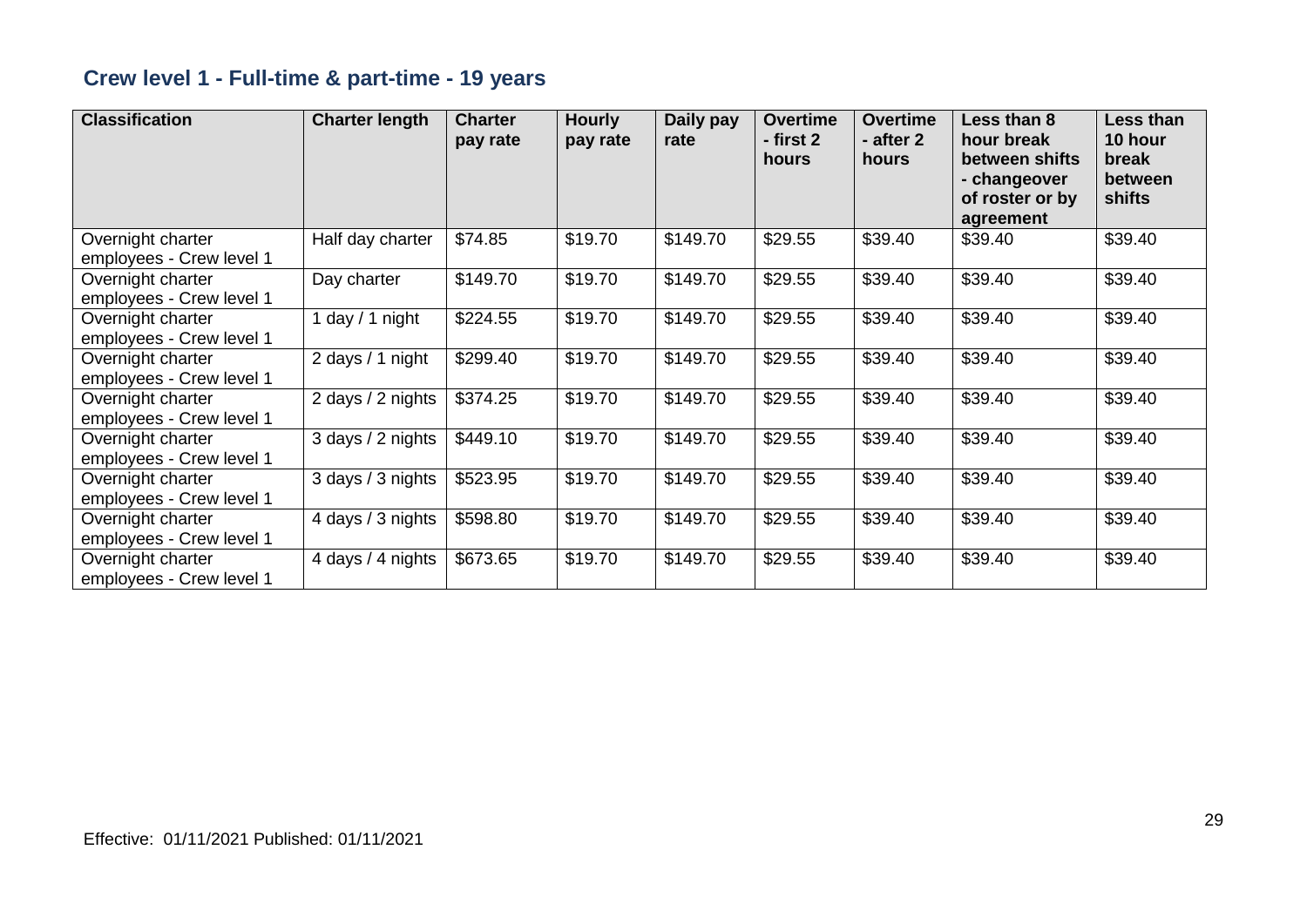## Crew level 1 - Full-time & part-time - 19 years

| Classification | Charter length | Charter pay rate | Hourly pay rate | Daily pay rate | Overtime - first 2 hours | Overtime - after 2 hours | Less than 8 hour break between shifts - changeover of roster or by agreement | Less than 10 hour break between shifts |
|---|---|---|---|---|---|---|---|---|
| Overnight charter employees - Crew level 1 | Half day charter | $74.85 | $19.70 | $149.70 | $29.55 | $39.40 | $39.40 | $39.40 |
| Overnight charter employees - Crew level 1 | Day charter | $149.70 | $19.70 | $149.70 | $29.55 | $39.40 | $39.40 | $39.40 |
| Overnight charter employees - Crew level 1 | 1 day / 1 night | $224.55 | $19.70 | $149.70 | $29.55 | $39.40 | $39.40 | $39.40 |
| Overnight charter employees - Crew level 1 | 2 days / 1 night | $299.40 | $19.70 | $149.70 | $29.55 | $39.40 | $39.40 | $39.40 |
| Overnight charter employees - Crew level 1 | 2 days / 2 nights | $374.25 | $19.70 | $149.70 | $29.55 | $39.40 | $39.40 | $39.40 |
| Overnight charter employees - Crew level 1 | 3 days / 2 nights | $449.10 | $19.70 | $149.70 | $29.55 | $39.40 | $39.40 | $39.40 |
| Overnight charter employees - Crew level 1 | 3 days / 3 nights | $523.95 | $19.70 | $149.70 | $29.55 | $39.40 | $39.40 | $39.40 |
| Overnight charter employees - Crew level 1 | 4 days / 3 nights | $598.80 | $19.70 | $149.70 | $29.55 | $39.40 | $39.40 | $39.40 |
| Overnight charter employees - Crew level 1 | 4 days / 4 nights | $673.65 | $19.70 | $149.70 | $29.55 | $39.40 | $39.40 | $39.40 |

Effective: 01/11/2021 Published: 01/11/2021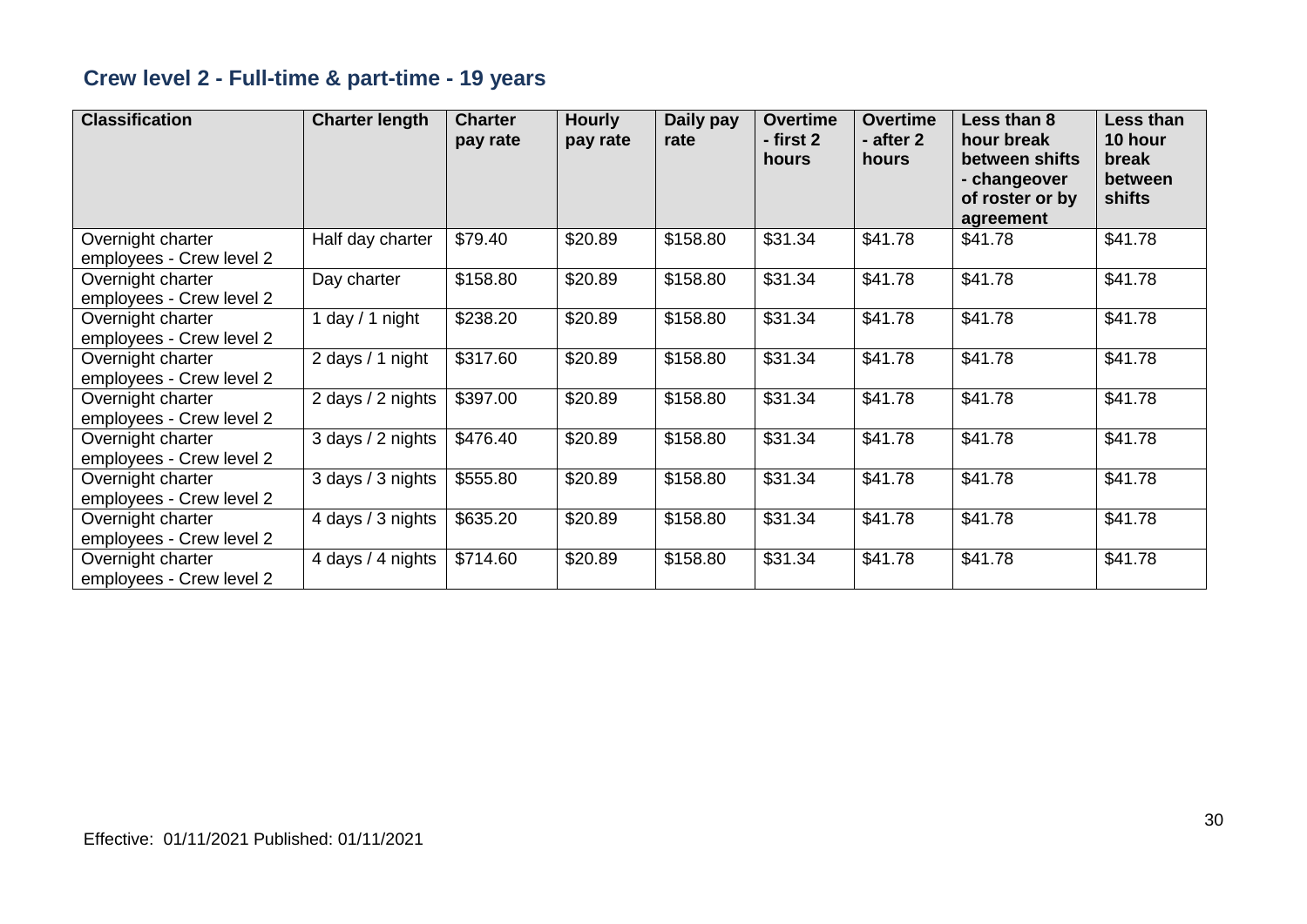## Crew level 2 - Full-time & part-time - 19 years

| Classification | Charter length | Charter pay rate | Hourly pay rate | Daily pay rate | Overtime - first 2 hours | Overtime - after 2 hours | Less than 8 hour break between shifts - changeover of roster or by agreement | Less than 10 hour break between shifts |
|---|---|---|---|---|---|---|---|---|
| Overnight charter employees - Crew level 2 | Half day charter | $79.40 | $20.89 | $158.80 | $31.34 | $41.78 | $41.78 | $41.78 |
| Overnight charter employees - Crew level 2 | Day charter | $158.80 | $20.89 | $158.80 | $31.34 | $41.78 | $41.78 | $41.78 |
| Overnight charter employees - Crew level 2 | 1 day / 1 night | $238.20 | $20.89 | $158.80 | $31.34 | $41.78 | $41.78 | $41.78 |
| Overnight charter employees - Crew level 2 | 2 days / 1 night | $317.60 | $20.89 | $158.80 | $31.34 | $41.78 | $41.78 | $41.78 |
| Overnight charter employees - Crew level 2 | 2 days / 2 nights | $397.00 | $20.89 | $158.80 | $31.34 | $41.78 | $41.78 | $41.78 |
| Overnight charter employees - Crew level 2 | 3 days / 2 nights | $476.40 | $20.89 | $158.80 | $31.34 | $41.78 | $41.78 | $41.78 |
| Overnight charter employees - Crew level 2 | 3 days / 3 nights | $555.80 | $20.89 | $158.80 | $31.34 | $41.78 | $41.78 | $41.78 |
| Overnight charter employees - Crew level 2 | 4 days / 3 nights | $635.20 | $20.89 | $158.80 | $31.34 | $41.78 | $41.78 | $41.78 |
| Overnight charter employees - Crew level 2 | 4 days / 4 nights | $714.60 | $20.89 | $158.80 | $31.34 | $41.78 | $41.78 | $41.78 |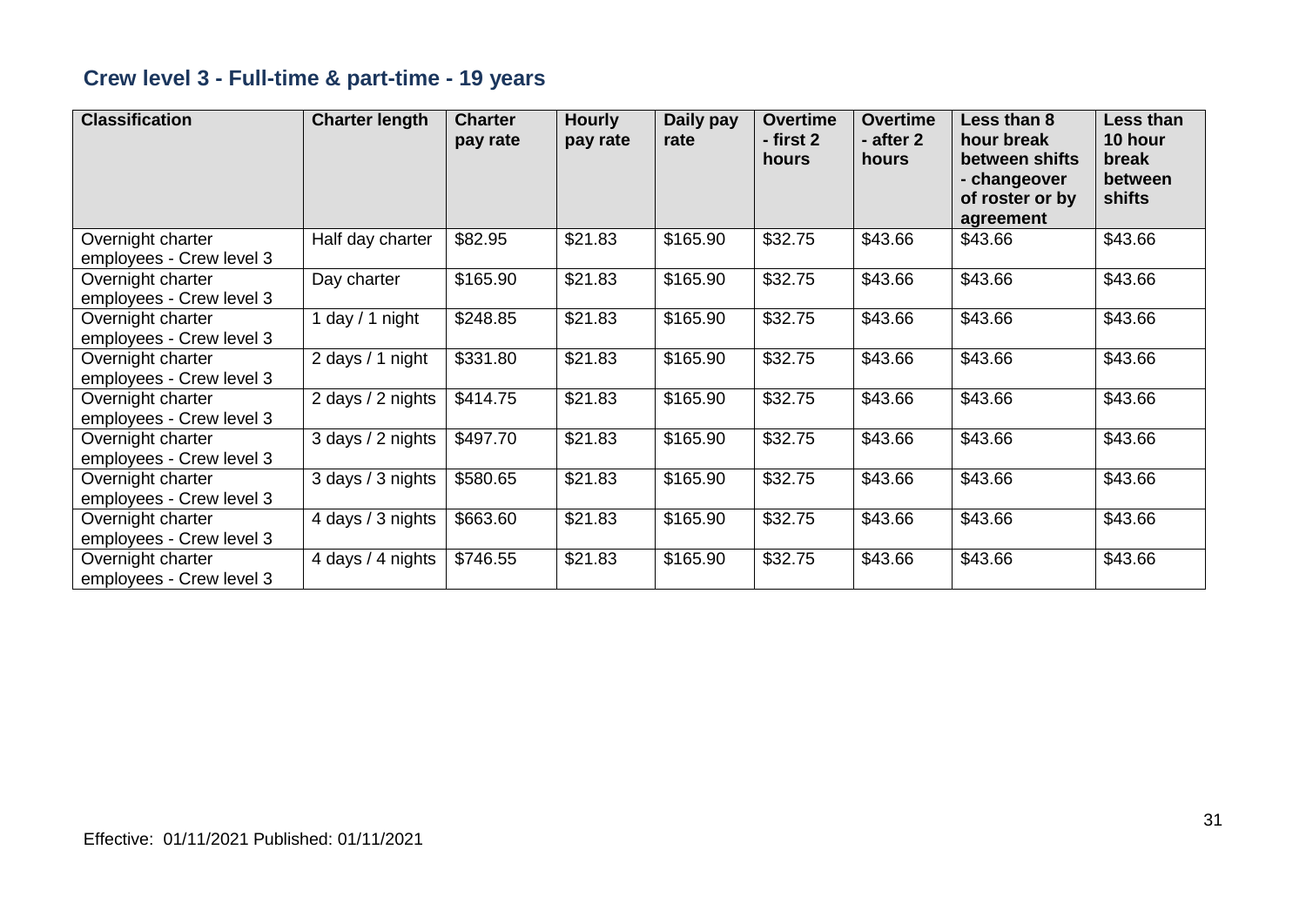## Crew level 3 - Full-time & part-time - 19 years

| Classification | Charter length | Charter pay rate | Hourly pay rate | Daily pay rate | Overtime - first 2 hours | Overtime - after 2 hours | Less than 8 hour break between shifts - changeover of roster or by agreement | Less than 10 hour break between shifts |
|---|---|---|---|---|---|---|---|---|
| Overnight charter employees - Crew level 3 | Half day charter | $82.95 | $21.83 | $165.90 | $32.75 | $43.66 | $43.66 | $43.66 |
| Overnight charter employees - Crew level 3 | Day charter | $165.90 | $21.83 | $165.90 | $32.75 | $43.66 | $43.66 | $43.66 |
| Overnight charter employees - Crew level 3 | 1 day / 1 night | $248.85 | $21.83 | $165.90 | $32.75 | $43.66 | $43.66 | $43.66 |
| Overnight charter employees - Crew level 3 | 2 days / 1 night | $331.80 | $21.83 | $165.90 | $32.75 | $43.66 | $43.66 | $43.66 |
| Overnight charter employees - Crew level 3 | 2 days / 2 nights | $414.75 | $21.83 | $165.90 | $32.75 | $43.66 | $43.66 | $43.66 |
| Overnight charter employees - Crew level 3 | 3 days / 2 nights | $497.70 | $21.83 | $165.90 | $32.75 | $43.66 | $43.66 | $43.66 |
| Overnight charter employees - Crew level 3 | 3 days / 3 nights | $580.65 | $21.83 | $165.90 | $32.75 | $43.66 | $43.66 | $43.66 |
| Overnight charter employees - Crew level 3 | 4 days / 3 nights | $663.60 | $21.83 | $165.90 | $32.75 | $43.66 | $43.66 | $43.66 |
| Overnight charter employees - Crew level 3 | 4 days / 4 nights | $746.55 | $21.83 | $165.90 | $32.75 | $43.66 | $43.66 | $43.66 |

Effective: 01/11/2021 Published: 01/11/2021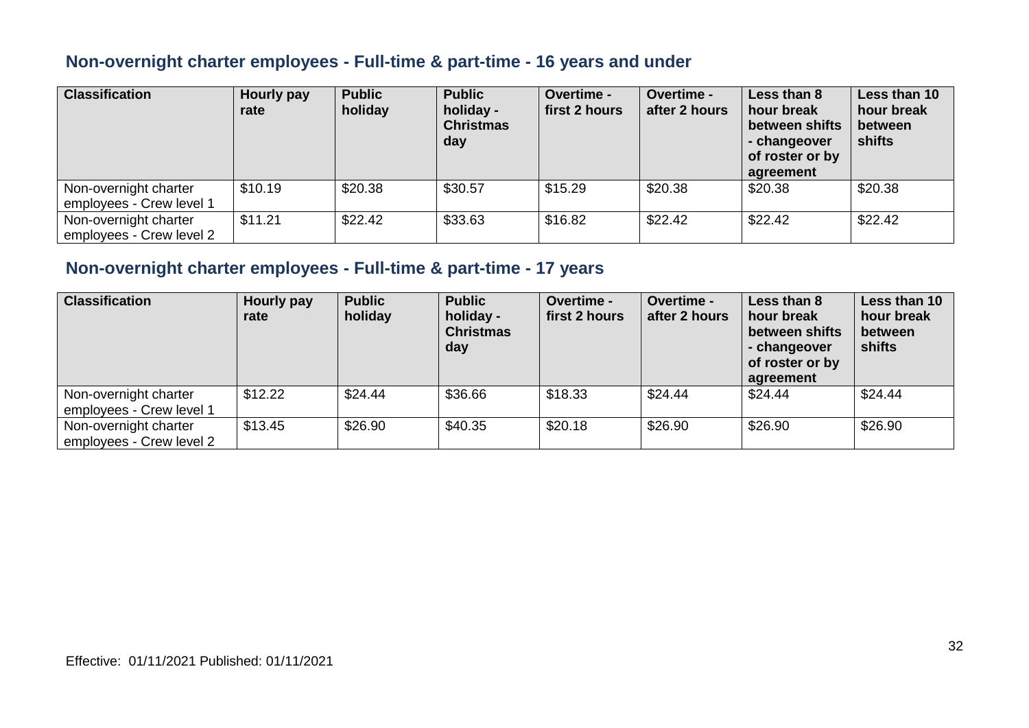## Non-overnight charter employees - Full-time & part-time - 16 years and under

| Classification | Hourly pay rate | Public holiday | Public holiday - Christmas day | Overtime - first 2 hours | Overtime - after 2 hours | Less than 8 hour break between shifts - changeover of roster or by agreement | Less than 10 hour break between shifts |
|---|---|---|---|---|---|---|---|
| Non-overnight charter employees - Crew level 1 | $10.19 | $20.38 | $30.57 | $15.29 | $20.38 | $20.38 | $20.38 |
| Non-overnight charter employees - Crew level 2 | $11.21 | $22.42 | $33.63 | $16.82 | $22.42 | $22.42 | $22.42 |

## Non-overnight charter employees - Full-time & part-time - 17 years

| Classification | Hourly pay rate | Public holiday | Public holiday - Christmas day | Overtime - first 2 hours | Overtime - after 2 hours | Less than 8 hour break between shifts - changeover of roster or by agreement | Less than 10 hour break between shifts |
|---|---|---|---|---|---|---|---|
| Non-overnight charter employees - Crew level 1 | $12.22 | $24.44 | $36.66 | $18.33 | $24.44 | $24.44 | $24.44 |
| Non-overnight charter employees - Crew level 2 | $13.45 | $26.90 | $40.35 | $20.18 | $26.90 | $26.90 | $26.90 |

Effective: 01/11/2021 Published: 01/11/2021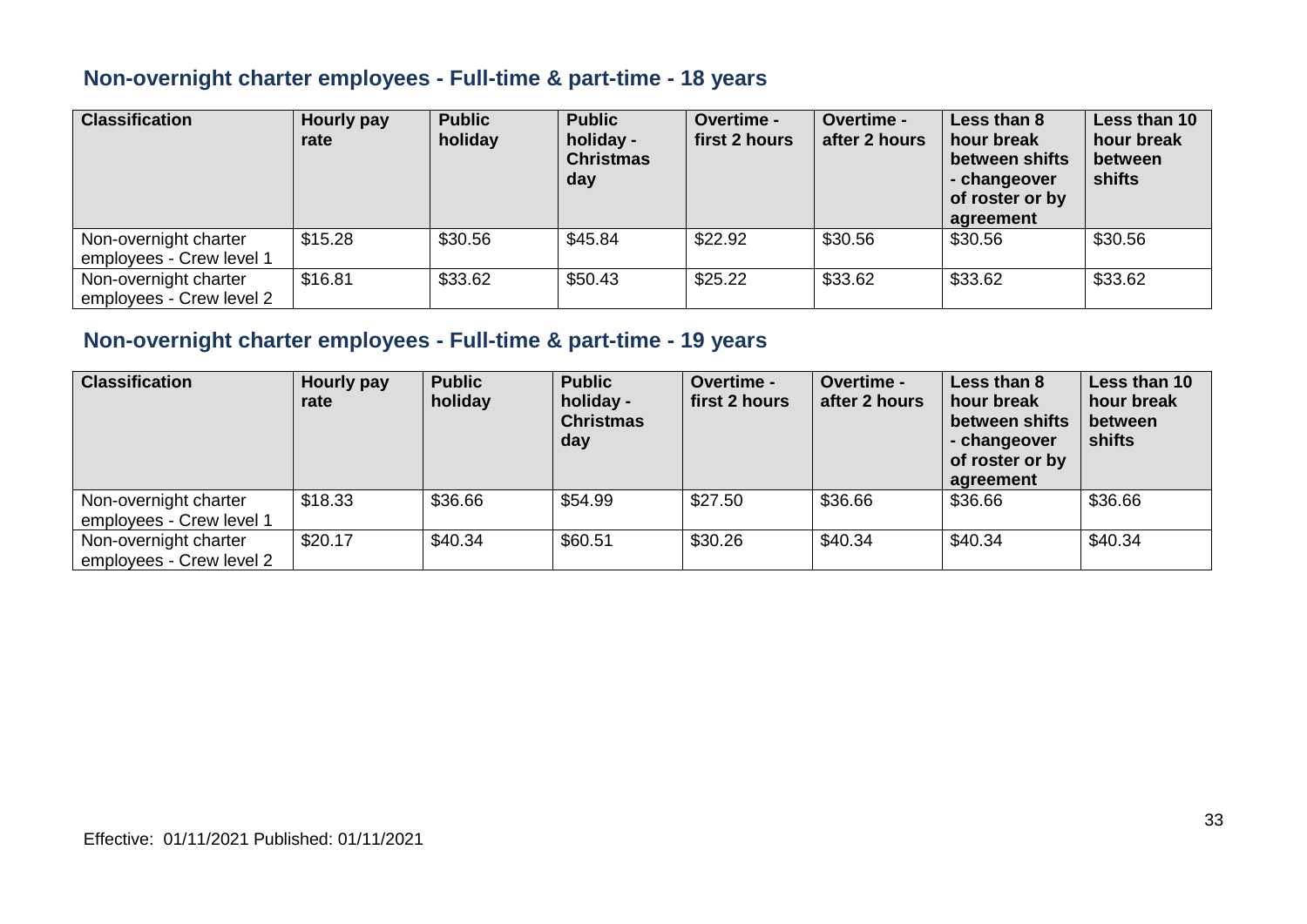## Non-overnight charter employees - Full-time & part-time - 18 years

| Classification | Hourly pay rate | Public holiday | Public holiday - Christmas day | Overtime - first 2 hours | Overtime - after 2 hours | Less than 8 hour break between shifts - changeover of roster or by agreement | Less than 10 hour break between shifts |
|---|---|---|---|---|---|---|---|
| Non-overnight charter employees - Crew level 1 | $15.28 | $30.56 | $45.84 | $22.92 | $30.56 | $30.56 | $30.56 |
| Non-overnight charter employees - Crew level 2 | $16.81 | $33.62 | $50.43 | $25.22 | $33.62 | $33.62 | $33.62 |

## Non-overnight charter employees - Full-time & part-time - 19 years

| Classification | Hourly pay rate | Public holiday | Public holiday - Christmas day | Overtime - first 2 hours | Overtime - after 2 hours | Less than 8 hour break between shifts - changeover of roster or by agreement | Less than 10 hour break between shifts |
|---|---|---|---|---|---|---|---|
| Non-overnight charter employees - Crew level 1 | $18.33 | $36.66 | $54.99 | $27.50 | $36.66 | $36.66 | $36.66 |
| Non-overnight charter employees - Crew level 2 | $20.17 | $40.34 | $60.51 | $30.26 | $40.34 | $40.34 | $40.34 |

Effective: 01/11/2021 Published: 01/11/2021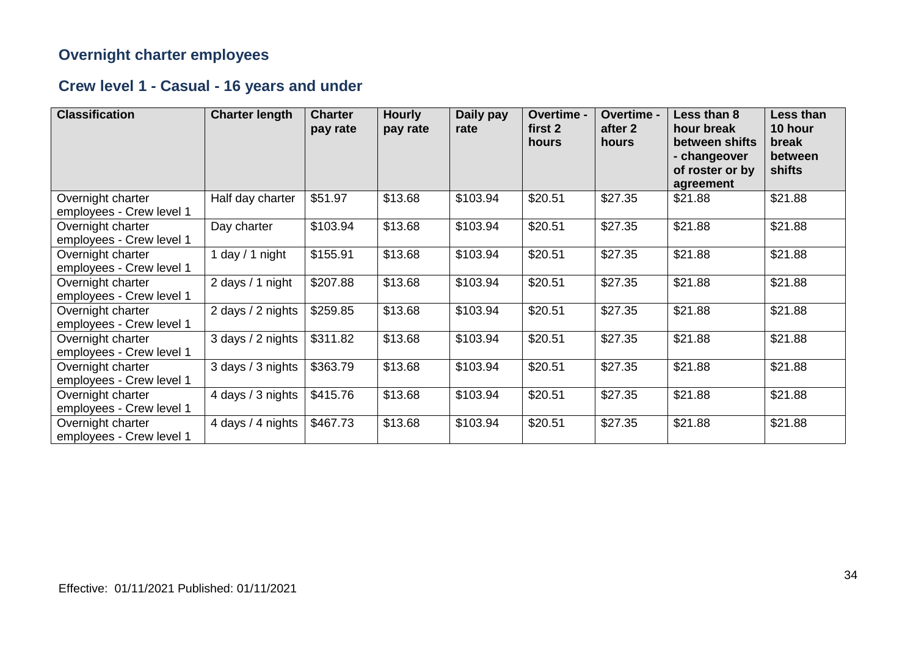## Overnight charter employees

### Crew level 1 - Casual - 16 years and under

| Classification | Charter length | Charter pay rate | Hourly pay rate | Daily pay rate | Overtime - first 2 hours | Overtime - after 2 hours | Less than 8 hour break between shifts - changeover of roster or by agreement | Less than 10 hour break between shifts |
|---|---|---|---|---|---|---|---|---|
| Overnight charter employees - Crew level 1 | Half day charter | $51.97 | $13.68 | $103.94 | $20.51 | $27.35 | $21.88 | $21.88 |
| Overnight charter employees - Crew level 1 | Day charter | $103.94 | $13.68 | $103.94 | $20.51 | $27.35 | $21.88 | $21.88 |
| Overnight charter employees - Crew level 1 | 1 day / 1 night | $155.91 | $13.68 | $103.94 | $20.51 | $27.35 | $21.88 | $21.88 |
| Overnight charter employees - Crew level 1 | 2 days / 1 night | $207.88 | $13.68 | $103.94 | $20.51 | $27.35 | $21.88 | $21.88 |
| Overnight charter employees - Crew level 1 | 2 days / 2 nights | $259.85 | $13.68 | $103.94 | $20.51 | $27.35 | $21.88 | $21.88 |
| Overnight charter employees - Crew level 1 | 3 days / 2 nights | $311.82 | $13.68 | $103.94 | $20.51 | $27.35 | $21.88 | $21.88 |
| Overnight charter employees - Crew level 1 | 3 days / 3 nights | $363.79 | $13.68 | $103.94 | $20.51 | $27.35 | $21.88 | $21.88 |
| Overnight charter employees - Crew level 1 | 4 days / 3 nights | $415.76 | $13.68 | $103.94 | $20.51 | $27.35 | $21.88 | $21.88 |
| Overnight charter employees - Crew level 1 | 4 days / 4 nights | $467.73 | $13.68 | $103.94 | $20.51 | $27.35 | $21.88 | $21.88 |

Effective: 01/11/2021 Published: 01/11/2021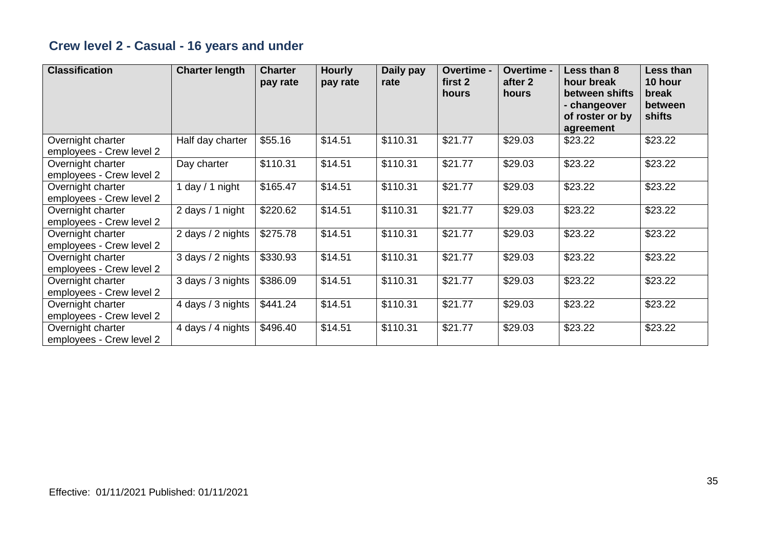## Crew level 2 - Casual - 16 years and under

| Classification | Charter length | Charter pay rate | Hourly pay rate | Daily pay rate | Overtime - first 2 hours | Overtime - after 2 hours | Less than 8 hour break between shifts - changeover of roster or by agreement | Less than 10 hour break between shifts |
|---|---|---|---|---|---|---|---|---|
| Overnight charter employees - Crew level 2 | Half day charter | $55.16 | $14.51 | $110.31 | $21.77 | $29.03 | $23.22 | $23.22 |
| Overnight charter employees - Crew level 2 | Day charter | $110.31 | $14.51 | $110.31 | $21.77 | $29.03 | $23.22 | $23.22 |
| Overnight charter employees - Crew level 2 | 1 day / 1 night | $165.47 | $14.51 | $110.31 | $21.77 | $29.03 | $23.22 | $23.22 |
| Overnight charter employees - Crew level 2 | 2 days / 1 night | $220.62 | $14.51 | $110.31 | $21.77 | $29.03 | $23.22 | $23.22 |
| Overnight charter employees - Crew level 2 | 2 days / 2 nights | $275.78 | $14.51 | $110.31 | $21.77 | $29.03 | $23.22 | $23.22 |
| Overnight charter employees - Crew level 2 | 3 days / 2 nights | $330.93 | $14.51 | $110.31 | $21.77 | $29.03 | $23.22 | $23.22 |
| Overnight charter employees - Crew level 2 | 3 days / 3 nights | $386.09 | $14.51 | $110.31 | $21.77 | $29.03 | $23.22 | $23.22 |
| Overnight charter employees - Crew level 2 | 4 days / 3 nights | $441.24 | $14.51 | $110.31 | $21.77 | $29.03 | $23.22 | $23.22 |
| Overnight charter employees - Crew level 2 | 4 days / 4 nights | $496.40 | $14.51 | $110.31 | $21.77 | $29.03 | $23.22 | $23.22 |

Effective: 01/11/2021 Published: 01/11/2021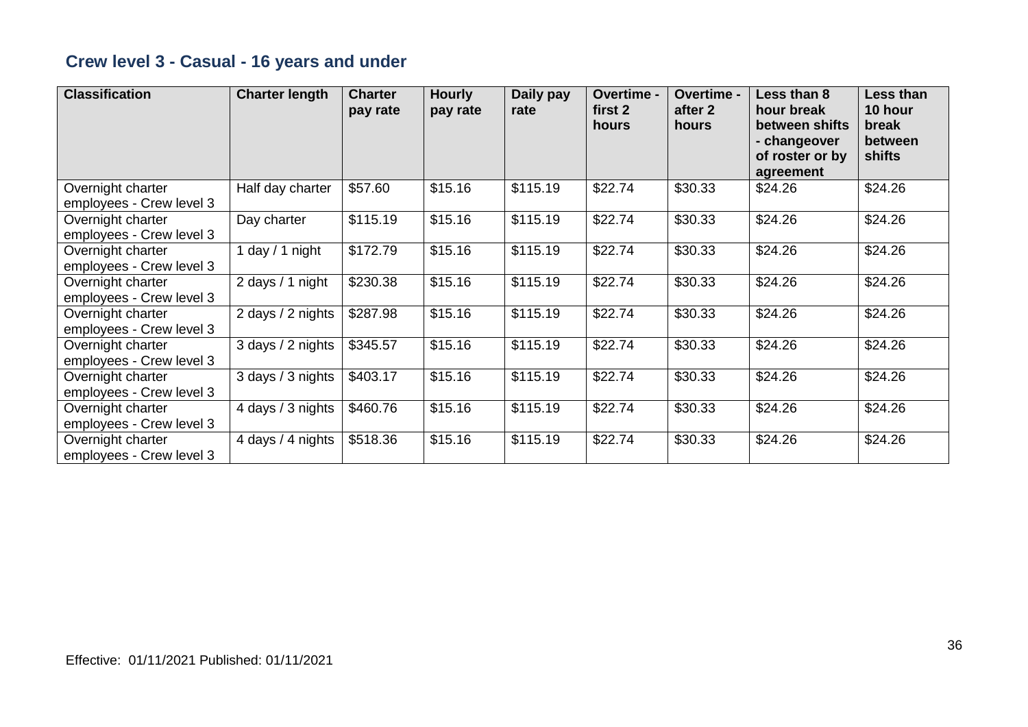## Crew level 3 - Casual - 16 years and under

| Classification | Charter length | Charter pay rate | Hourly pay rate | Daily pay rate | Overtime - first 2 hours | Overtime - after 2 hours | Less than 8 hour break between shifts - changeover of roster or by agreement | Less than 10 hour break between shifts |
|---|---|---|---|---|---|---|---|---|
| Overnight charter employees - Crew level 3 | Half day charter | $57.60 | $15.16 | $115.19 | $22.74 | $30.33 | $24.26 | $24.26 |
| Overnight charter employees - Crew level 3 | Day charter | $115.19 | $15.16 | $115.19 | $22.74 | $30.33 | $24.26 | $24.26 |
| Overnight charter employees - Crew level 3 | 1 day / 1 night | $172.79 | $15.16 | $115.19 | $22.74 | $30.33 | $24.26 | $24.26 |
| Overnight charter employees - Crew level 3 | 2 days / 1 night | $230.38 | $15.16 | $115.19 | $22.74 | $30.33 | $24.26 | $24.26 |
| Overnight charter employees - Crew level 3 | 2 days / 2 nights | $287.98 | $15.16 | $115.19 | $22.74 | $30.33 | $24.26 | $24.26 |
| Overnight charter employees - Crew level 3 | 3 days / 2 nights | $345.57 | $15.16 | $115.19 | $22.74 | $30.33 | $24.26 | $24.26 |
| Overnight charter employees - Crew level 3 | 3 days / 3 nights | $403.17 | $15.16 | $115.19 | $22.74 | $30.33 | $24.26 | $24.26 |
| Overnight charter employees - Crew level 3 | 4 days / 3 nights | $460.76 | $15.16 | $115.19 | $22.74 | $30.33 | $24.26 | $24.26 |
| Overnight charter employees - Crew level 3 | 4 days / 4 nights | $518.36 | $15.16 | $115.19 | $22.74 | $30.33 | $24.26 | $24.26 |

Effective: 01/11/2021 Published: 01/11/2021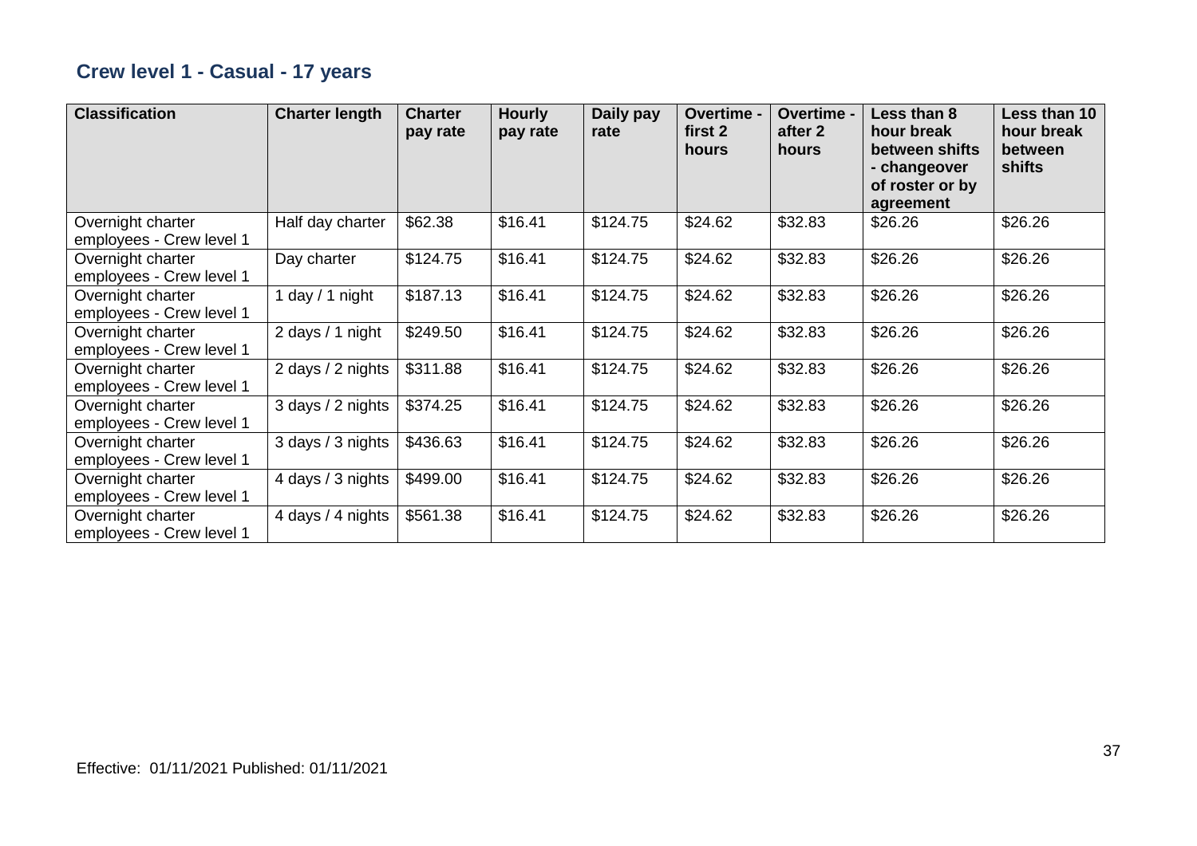## Crew level 1 - Casual - 17 years

| Classification | Charter length | Charter pay rate | Hourly pay rate | Daily pay rate | Overtime - first 2 hours | Overtime - after 2 hours | Less than 8 hour break between shifts - changeover of roster or by agreement | Less than 10 hour break between shifts |
|---|---|---|---|---|---|---|---|---|
| Overnight charter employees - Crew level 1 | Half day charter | $62.38 | $16.41 | $124.75 | $24.62 | $32.83 | $26.26 | $26.26 |
| Overnight charter employees - Crew level 1 | Day charter | $124.75 | $16.41 | $124.75 | $24.62 | $32.83 | $26.26 | $26.26 |
| Overnight charter employees - Crew level 1 | 1 day / 1 night | $187.13 | $16.41 | $124.75 | $24.62 | $32.83 | $26.26 | $26.26 |
| Overnight charter employees - Crew level 1 | 2 days / 1 night | $249.50 | $16.41 | $124.75 | $24.62 | $32.83 | $26.26 | $26.26 |
| Overnight charter employees - Crew level 1 | 2 days / 2 nights | $311.88 | $16.41 | $124.75 | $24.62 | $32.83 | $26.26 | $26.26 |
| Overnight charter employees - Crew level 1 | 3 days / 2 nights | $374.25 | $16.41 | $124.75 | $24.62 | $32.83 | $26.26 | $26.26 |
| Overnight charter employees - Crew level 1 | 3 days / 3 nights | $436.63 | $16.41 | $124.75 | $24.62 | $32.83 | $26.26 | $26.26 |
| Overnight charter employees - Crew level 1 | 4 days / 3 nights | $499.00 | $16.41 | $124.75 | $24.62 | $32.83 | $26.26 | $26.26 |
| Overnight charter employees - Crew level 1 | 4 days / 4 nights | $561.38 | $16.41 | $124.75 | $24.62 | $32.83 | $26.26 | $26.26 |

Effective: 01/11/2021 Published: 01/11/2021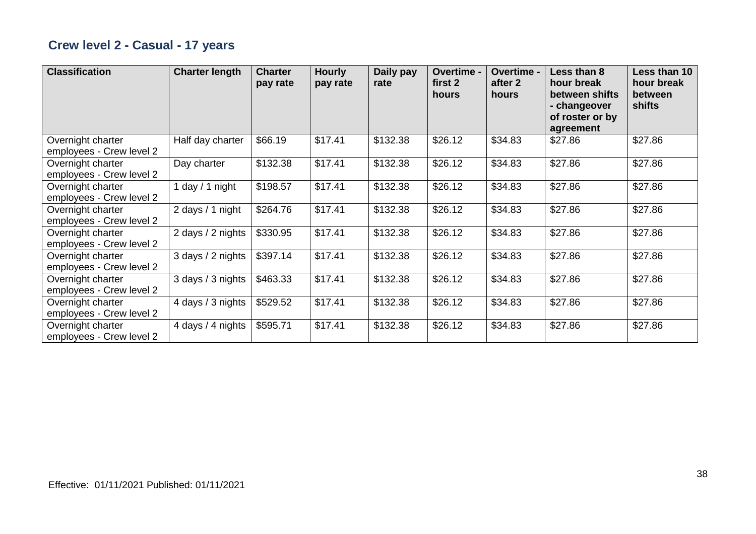## Crew level 2 - Casual - 17 years

| Classification | Charter length | Charter pay rate | Hourly pay rate | Daily pay rate | Overtime - first 2 hours | Overtime - after 2 hours | Less than 8 hour break between shifts - changeover of roster or by agreement | Less than 10 hour break between shifts |
|---|---|---|---|---|---|---|---|---|
| Overnight charter employees - Crew level 2 | Half day charter | $66.19 | $17.41 | $132.38 | $26.12 | $34.83 | $27.86 | $27.86 |
| Overnight charter employees - Crew level 2 | Day charter | $132.38 | $17.41 | $132.38 | $26.12 | $34.83 | $27.86 | $27.86 |
| Overnight charter employees - Crew level 2 | 1 day / 1 night | $198.57 | $17.41 | $132.38 | $26.12 | $34.83 | $27.86 | $27.86 |
| Overnight charter employees - Crew level 2 | 2 days / 1 night | $264.76 | $17.41 | $132.38 | $26.12 | $34.83 | $27.86 | $27.86 |
| Overnight charter employees - Crew level 2 | 2 days / 2 nights | $330.95 | $17.41 | $132.38 | $26.12 | $34.83 | $27.86 | $27.86 |
| Overnight charter employees - Crew level 2 | 3 days / 2 nights | $397.14 | $17.41 | $132.38 | $26.12 | $34.83 | $27.86 | $27.86 |
| Overnight charter employees - Crew level 2 | 3 days / 3 nights | $463.33 | $17.41 | $132.38 | $26.12 | $34.83 | $27.86 | $27.86 |
| Overnight charter employees - Crew level 2 | 4 days / 3 nights | $529.52 | $17.41 | $132.38 | $26.12 | $34.83 | $27.86 | $27.86 |
| Overnight charter employees - Crew level 2 | 4 days / 4 nights | $595.71 | $17.41 | $132.38 | $26.12 | $34.83 | $27.86 | $27.86 |

Effective: 01/11/2021 Published: 01/11/2021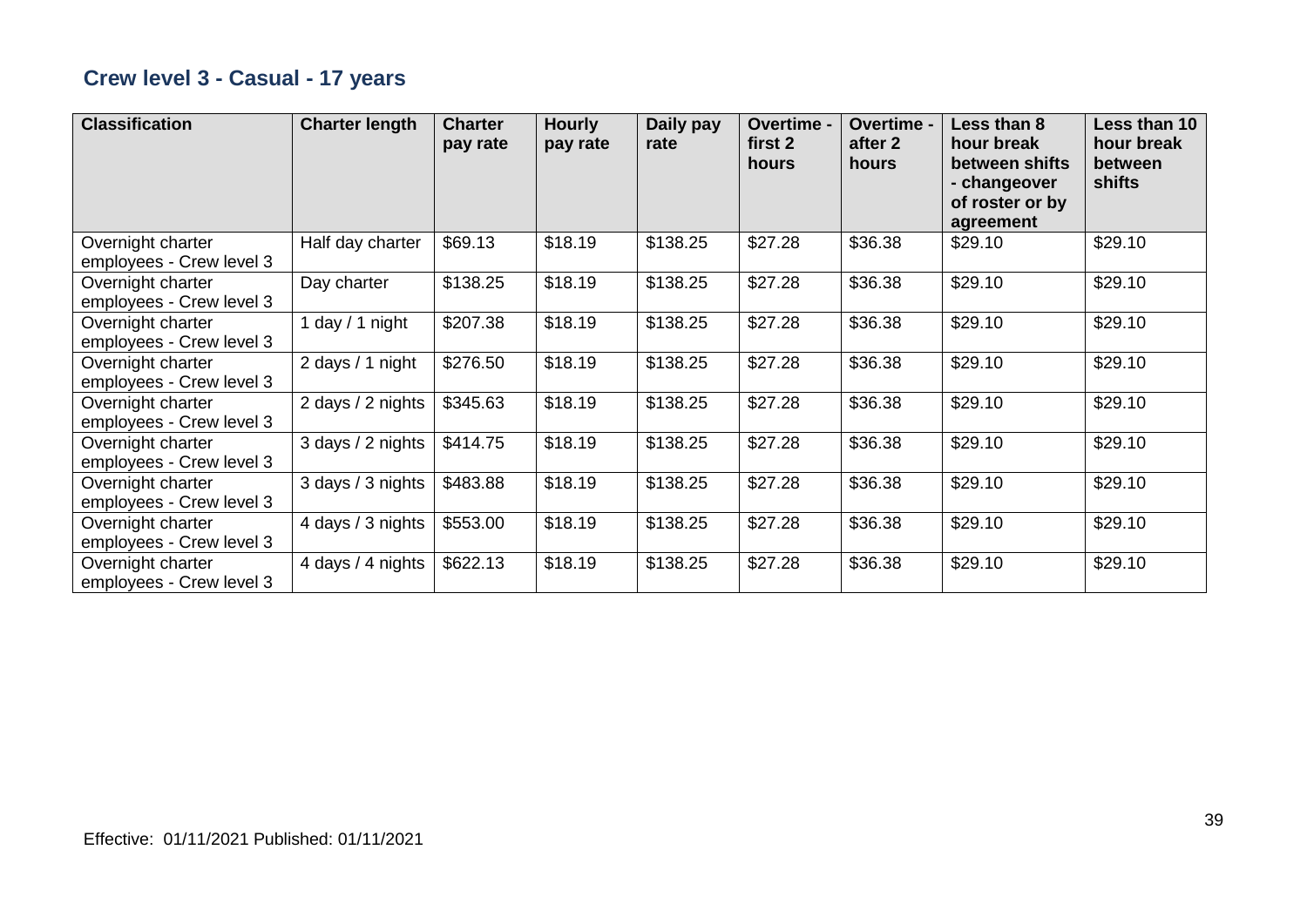## Crew level 3 - Casual - 17 years

| Classification | Charter length | Charter pay rate | Hourly pay rate | Daily pay rate | Overtime - first 2 hours | Overtime - after 2 hours | Less than 8 hour break between shifts - changeover of roster or by agreement | Less than 10 hour break between shifts |
|---|---|---|---|---|---|---|---|---|
| Overnight charter employees - Crew level 3 | Half day charter | $69.13 | $18.19 | $138.25 | $27.28 | $36.38 | $29.10 | $29.10 |
| Overnight charter employees - Crew level 3 | Day charter | $138.25 | $18.19 | $138.25 | $27.28 | $36.38 | $29.10 | $29.10 |
| Overnight charter employees - Crew level 3 | 1 day / 1 night | $207.38 | $18.19 | $138.25 | $27.28 | $36.38 | $29.10 | $29.10 |
| Overnight charter employees - Crew level 3 | 2 days / 1 night | $276.50 | $18.19 | $138.25 | $27.28 | $36.38 | $29.10 | $29.10 |
| Overnight charter employees - Crew level 3 | 2 days / 2 nights | $345.63 | $18.19 | $138.25 | $27.28 | $36.38 | $29.10 | $29.10 |
| Overnight charter employees - Crew level 3 | 3 days / 2 nights | $414.75 | $18.19 | $138.25 | $27.28 | $36.38 | $29.10 | $29.10 |
| Overnight charter employees - Crew level 3 | 3 days / 3 nights | $483.88 | $18.19 | $138.25 | $27.28 | $36.38 | $29.10 | $29.10 |
| Overnight charter employees - Crew level 3 | 4 days / 3 nights | $553.00 | $18.19 | $138.25 | $27.28 | $36.38 | $29.10 | $29.10 |
| Overnight charter employees - Crew level 3 | 4 days / 4 nights | $622.13 | $18.19 | $138.25 | $27.28 | $36.38 | $29.10 | $29.10 |

Effective: 01/11/2021 Published: 01/11/2021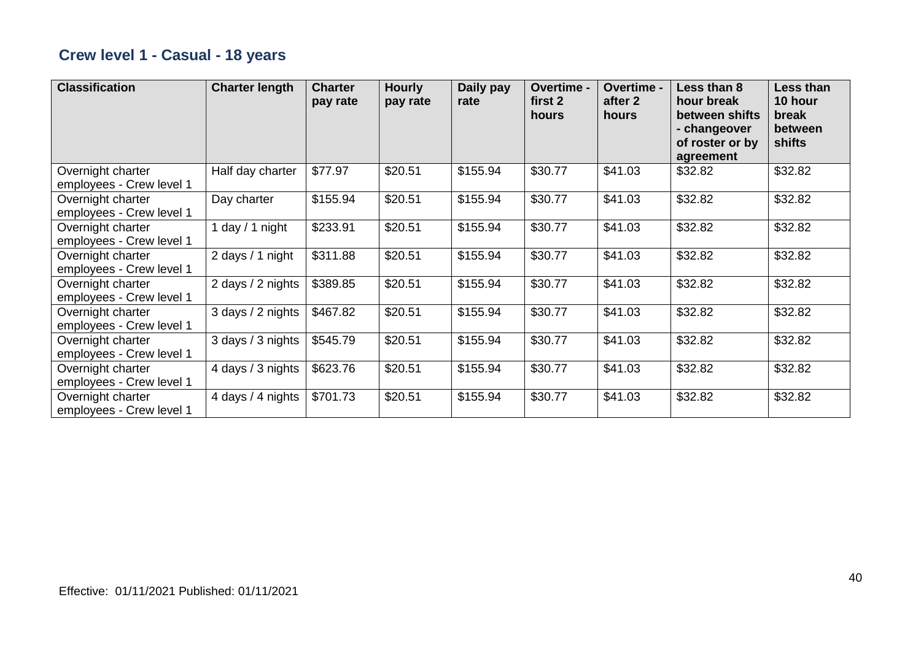## Crew level 1 - Casual - 18 years

| Classification | Charter length | Charter pay rate | Hourly pay rate | Daily pay rate | Overtime - first 2 hours | Overtime - after 2 hours | Less than 8 hour break between shifts - changeover of roster or by agreement | Less than 10 hour break between shifts |
|---|---|---|---|---|---|---|---|---|
| Overnight charter employees - Crew level 1 | Half day charter | $77.97 | $20.51 | $155.94 | $30.77 | $41.03 | $32.82 | $32.82 |
| Overnight charter employees - Crew level 1 | Day charter | $155.94 | $20.51 | $155.94 | $30.77 | $41.03 | $32.82 | $32.82 |
| Overnight charter employees - Crew level 1 | 1 day / 1 night | $233.91 | $20.51 | $155.94 | $30.77 | $41.03 | $32.82 | $32.82 |
| Overnight charter employees - Crew level 1 | 2 days / 1 night | $311.88 | $20.51 | $155.94 | $30.77 | $41.03 | $32.82 | $32.82 |
| Overnight charter employees - Crew level 1 | 2 days / 2 nights | $389.85 | $20.51 | $155.94 | $30.77 | $41.03 | $32.82 | $32.82 |
| Overnight charter employees - Crew level 1 | 3 days / 2 nights | $467.82 | $20.51 | $155.94 | $30.77 | $41.03 | $32.82 | $32.82 |
| Overnight charter employees - Crew level 1 | 3 days / 3 nights | $545.79 | $20.51 | $155.94 | $30.77 | $41.03 | $32.82 | $32.82 |
| Overnight charter employees - Crew level 1 | 4 days / 3 nights | $623.76 | $20.51 | $155.94 | $30.77 | $41.03 | $32.82 | $32.82 |
| Overnight charter employees - Crew level 1 | 4 days / 4 nights | $701.73 | $20.51 | $155.94 | $30.77 | $41.03 | $32.82 | $32.82 |

Effective: 01/11/2021 Published: 01/11/2021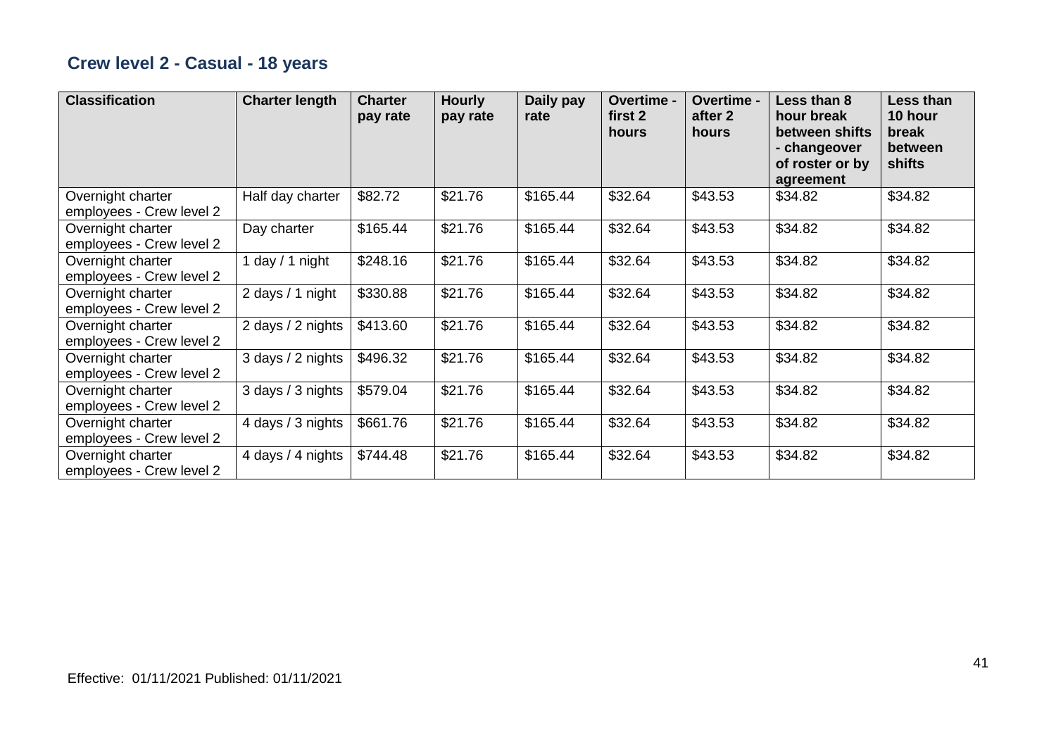## Crew level 2 - Casual - 18 years

| Classification | Charter length | Charter pay rate | Hourly pay rate | Daily pay rate | Overtime - first 2 hours | Overtime - after 2 hours | Less than 8 hour break between shifts - changeover of roster or by agreement | Less than 10 hour break between shifts |
|---|---|---|---|---|---|---|---|---|
| Overnight charter employees - Crew level 2 | Half day charter | $82.72 | $21.76 | $165.44 | $32.64 | $43.53 | $34.82 | $34.82 |
| Overnight charter employees - Crew level 2 | Day charter | $165.44 | $21.76 | $165.44 | $32.64 | $43.53 | $34.82 | $34.82 |
| Overnight charter employees - Crew level 2 | 1 day / 1 night | $248.16 | $21.76 | $165.44 | $32.64 | $43.53 | $34.82 | $34.82 |
| Overnight charter employees - Crew level 2 | 2 days / 1 night | $330.88 | $21.76 | $165.44 | $32.64 | $43.53 | $34.82 | $34.82 |
| Overnight charter employees - Crew level 2 | 2 days / 2 nights | $413.60 | $21.76 | $165.44 | $32.64 | $43.53 | $34.82 | $34.82 |
| Overnight charter employees - Crew level 2 | 3 days / 2 nights | $496.32 | $21.76 | $165.44 | $32.64 | $43.53 | $34.82 | $34.82 |
| Overnight charter employees - Crew level 2 | 3 days / 3 nights | $579.04 | $21.76 | $165.44 | $32.64 | $43.53 | $34.82 | $34.82 |
| Overnight charter employees - Crew level 2 | 4 days / 3 nights | $661.76 | $21.76 | $165.44 | $32.64 | $43.53 | $34.82 | $34.82 |
| Overnight charter employees - Crew level 2 | 4 days / 4 nights | $744.48 | $21.76 | $165.44 | $32.64 | $43.53 | $34.82 | $34.82 |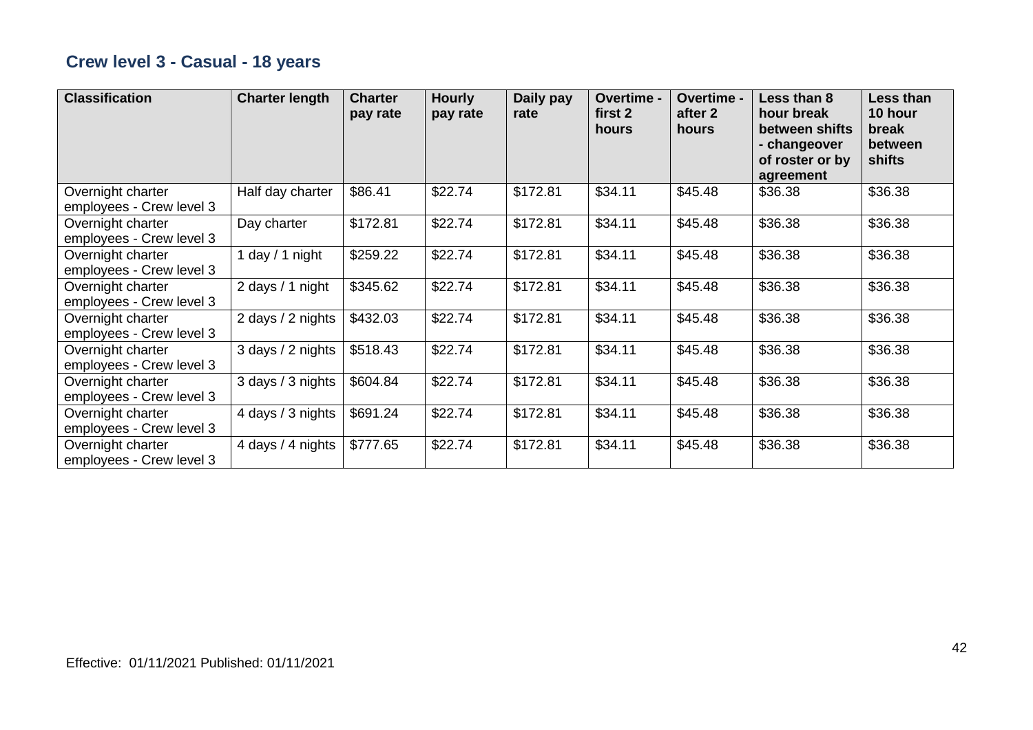## Crew level 3 - Casual - 18 years

| Classification | Charter length | Charter pay rate | Hourly pay rate | Daily pay rate | Overtime - first 2 hours | Overtime - after 2 hours | Less than 8 hour break between shifts - changeover of roster or by agreement | Less than 10 hour break between shifts |
|---|---|---|---|---|---|---|---|---|
| Overnight charter employees - Crew level 3 | Half day charter | $86.41 | $22.74 | $172.81 | $34.11 | $45.48 | $36.38 | $36.38 |
| Overnight charter employees - Crew level 3 | Day charter | $172.81 | $22.74 | $172.81 | $34.11 | $45.48 | $36.38 | $36.38 |
| Overnight charter employees - Crew level 3 | 1 day / 1 night | $259.22 | $22.74 | $172.81 | $34.11 | $45.48 | $36.38 | $36.38 |
| Overnight charter employees - Crew level 3 | 2 days / 1 night | $345.62 | $22.74 | $172.81 | $34.11 | $45.48 | $36.38 | $36.38 |
| Overnight charter employees - Crew level 3 | 2 days / 2 nights | $432.03 | $22.74 | $172.81 | $34.11 | $45.48 | $36.38 | $36.38 |
| Overnight charter employees - Crew level 3 | 3 days / 2 nights | $518.43 | $22.74 | $172.81 | $34.11 | $45.48 | $36.38 | $36.38 |
| Overnight charter employees - Crew level 3 | 3 days / 3 nights | $604.84 | $22.74 | $172.81 | $34.11 | $45.48 | $36.38 | $36.38 |
| Overnight charter employees - Crew level 3 | 4 days / 3 nights | $691.24 | $22.74 | $172.81 | $34.11 | $45.48 | $36.38 | $36.38 |
| Overnight charter employees - Crew level 3 | 4 days / 4 nights | $777.65 | $22.74 | $172.81 | $34.11 | $45.48 | $36.38 | $36.38 |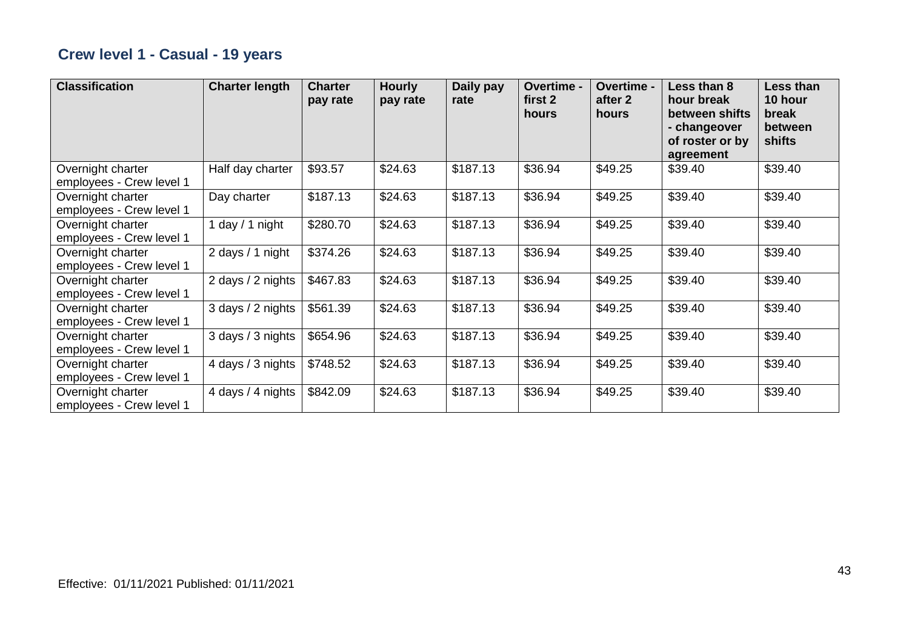## Crew level 1 - Casual - 19 years

| Classification | Charter length | Charter pay rate | Hourly pay rate | Daily pay rate | Overtime - first 2 hours | Overtime - after 2 hours | Less than 8 hour break between shifts - changeover of roster or by agreement | Less than 10 hour break between shifts |
|---|---|---|---|---|---|---|---|---|
| Overnight charter employees - Crew level 1 | Half day charter | $93.57 | $24.63 | $187.13 | $36.94 | $49.25 | $39.40 | $39.40 |
| Overnight charter employees - Crew level 1 | Day charter | $187.13 | $24.63 | $187.13 | $36.94 | $49.25 | $39.40 | $39.40 |
| Overnight charter employees - Crew level 1 | 1 day / 1 night | $280.70 | $24.63 | $187.13 | $36.94 | $49.25 | $39.40 | $39.40 |
| Overnight charter employees - Crew level 1 | 2 days / 1 night | $374.26 | $24.63 | $187.13 | $36.94 | $49.25 | $39.40 | $39.40 |
| Overnight charter employees - Crew level 1 | 2 days / 2 nights | $467.83 | $24.63 | $187.13 | $36.94 | $49.25 | $39.40 | $39.40 |
| Overnight charter employees - Crew level 1 | 3 days / 2 nights | $561.39 | $24.63 | $187.13 | $36.94 | $49.25 | $39.40 | $39.40 |
| Overnight charter employees - Crew level 1 | 3 days / 3 nights | $654.96 | $24.63 | $187.13 | $36.94 | $49.25 | $39.40 | $39.40 |
| Overnight charter employees - Crew level 1 | 4 days / 3 nights | $748.52 | $24.63 | $187.13 | $36.94 | $49.25 | $39.40 | $39.40 |
| Overnight charter employees - Crew level 1 | 4 days / 4 nights | $842.09 | $24.63 | $187.13 | $36.94 | $49.25 | $39.40 | $39.40 |

Effective: 01/11/2021 Published: 01/11/2021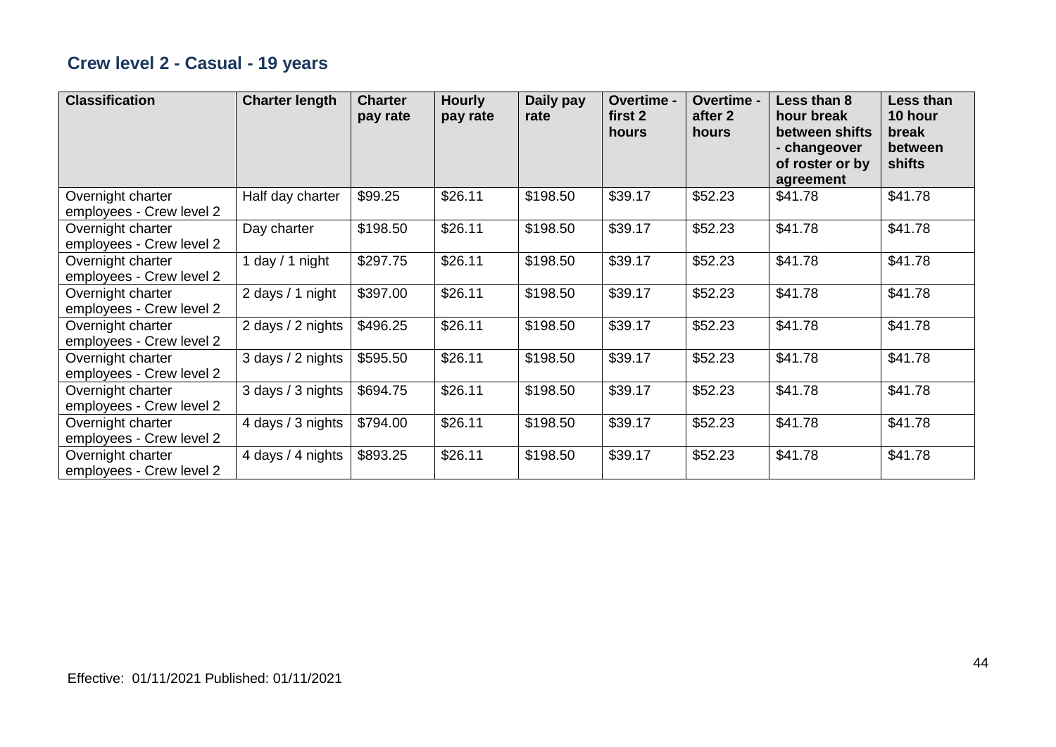## Crew level 2 - Casual - 19 years

| Classification | Charter length | Charter pay rate | Hourly pay rate | Daily pay rate | Overtime - first 2 hours | Overtime - after 2 hours | Less than 8 hour break between shifts - changeover of roster or by agreement | Less than 10 hour break between shifts |
|---|---|---|---|---|---|---|---|---|
| Overnight charter employees - Crew level 2 | Half day charter | $99.25 | $26.11 | $198.50 | $39.17 | $52.23 | $41.78 | $41.78 |
| Overnight charter employees - Crew level 2 | Day charter | $198.50 | $26.11 | $198.50 | $39.17 | $52.23 | $41.78 | $41.78 |
| Overnight charter employees - Crew level 2 | 1 day / 1 night | $297.75 | $26.11 | $198.50 | $39.17 | $52.23 | $41.78 | $41.78 |
| Overnight charter employees - Crew level 2 | 2 days / 1 night | $397.00 | $26.11 | $198.50 | $39.17 | $52.23 | $41.78 | $41.78 |
| Overnight charter employees - Crew level 2 | 2 days / 2 nights | $496.25 | $26.11 | $198.50 | $39.17 | $52.23 | $41.78 | $41.78 |
| Overnight charter employees - Crew level 2 | 3 days / 2 nights | $595.50 | $26.11 | $198.50 | $39.17 | $52.23 | $41.78 | $41.78 |
| Overnight charter employees - Crew level 2 | 3 days / 3 nights | $694.75 | $26.11 | $198.50 | $39.17 | $52.23 | $41.78 | $41.78 |
| Overnight charter employees - Crew level 2 | 4 days / 3 nights | $794.00 | $26.11 | $198.50 | $39.17 | $52.23 | $41.78 | $41.78 |
| Overnight charter employees - Crew level 2 | 4 days / 4 nights | $893.25 | $26.11 | $198.50 | $39.17 | $52.23 | $41.78 | $41.78 |

Effective: 01/11/2021 Published: 01/11/2021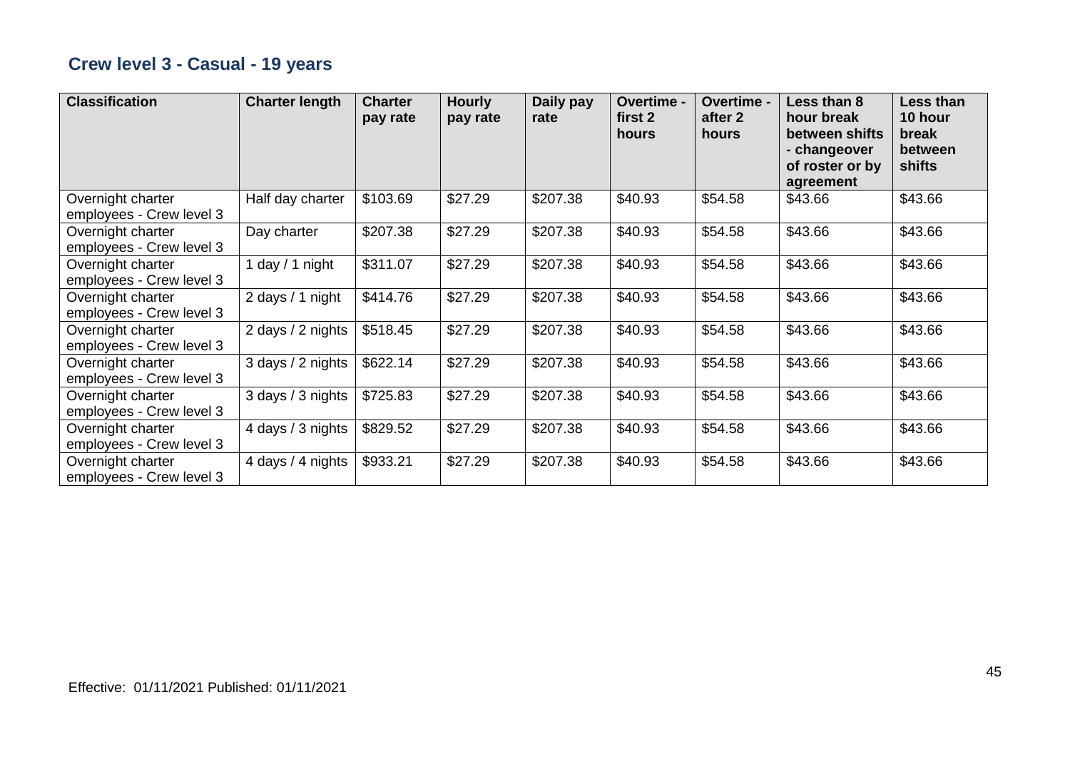## Crew level 3 - Casual - 19 years

| Classification | Charter length | Charter pay rate | Hourly pay rate | Daily pay rate | Overtime - first 2 hours | Overtime - after 2 hours | Less than 8 hour break between shifts - changeover of roster or by agreement | Less than 10 hour break between shifts |
|---|---|---|---|---|---|---|---|---|
| Overnight charter employees - Crew level 3 | Half day charter | $103.69 | $27.29 | $207.38 | $40.93 | $54.58 | $43.66 | $43.66 |
| Overnight charter employees - Crew level 3 | Day charter | $207.38 | $27.29 | $207.38 | $40.93 | $54.58 | $43.66 | $43.66 |
| Overnight charter employees - Crew level 3 | 1 day / 1 night | $311.07 | $27.29 | $207.38 | $40.93 | $54.58 | $43.66 | $43.66 |
| Overnight charter employees - Crew level 3 | 2 days / 1 night | $414.76 | $27.29 | $207.38 | $40.93 | $54.58 | $43.66 | $43.66 |
| Overnight charter employees - Crew level 3 | 2 days / 2 nights | $518.45 | $27.29 | $207.38 | $40.93 | $54.58 | $43.66 | $43.66 |
| Overnight charter employees - Crew level 3 | 3 days / 2 nights | $622.14 | $27.29 | $207.38 | $40.93 | $54.58 | $43.66 | $43.66 |
| Overnight charter employees - Crew level 3 | 3 days / 3 nights | $725.83 | $27.29 | $207.38 | $40.93 | $54.58 | $43.66 | $43.66 |
| Overnight charter employees - Crew level 3 | 4 days / 3 nights | $829.52 | $27.29 | $207.38 | $40.93 | $54.58 | $43.66 | $43.66 |
| Overnight charter employees - Crew level 3 | 4 days / 4 nights | $933.21 | $27.29 | $207.38 | $40.93 | $54.58 | $43.66 | $43.66 |

Effective: 01/11/2021 Published: 01/11/2021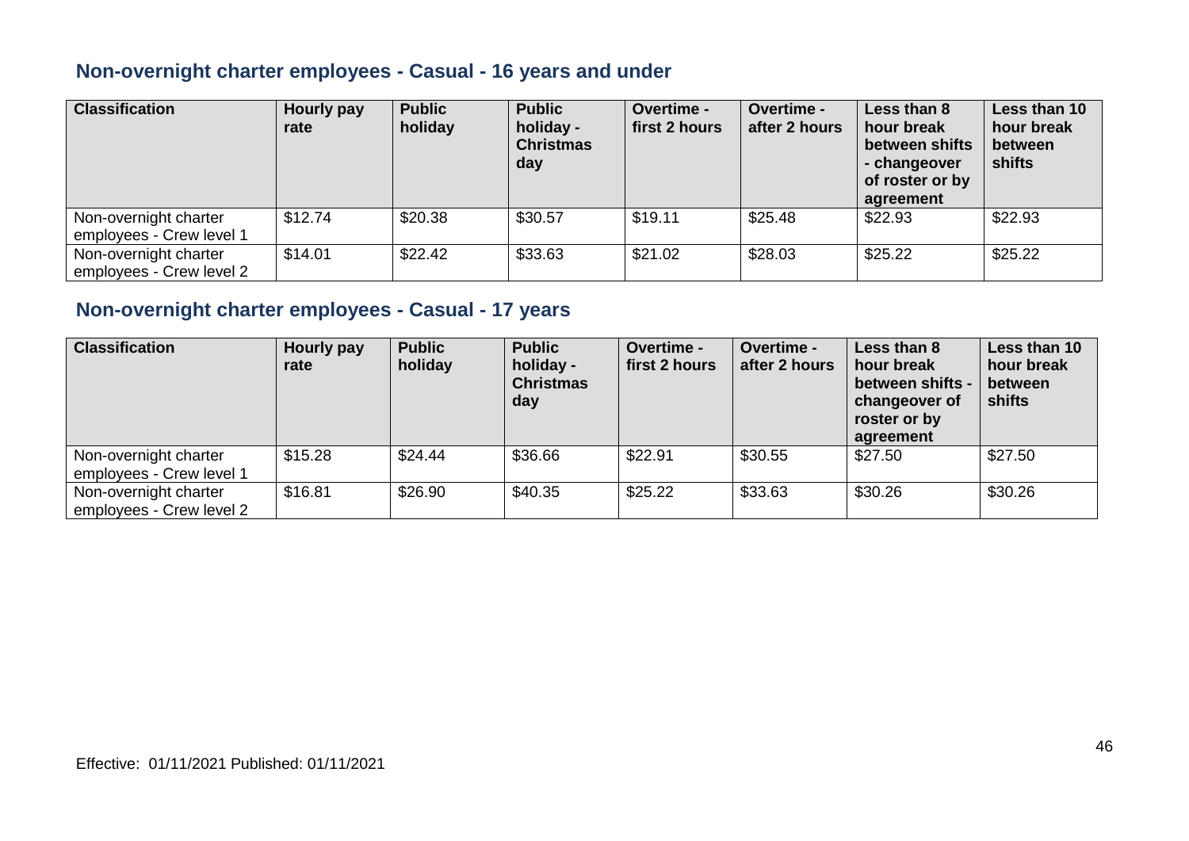## Non-overnight charter employees - Casual - 16 years and under

| Classification | Hourly pay rate | Public holiday | Public holiday - Christmas day | Overtime - first 2 hours | Overtime - after 2 hours | Less than 8 hour break between shifts - changeover of roster or by agreement | Less than 10 hour break between shifts |
|---|---|---|---|---|---|---|---|
| Non-overnight charter employees - Crew level 1 | $12.74 | $20.38 | $30.57 | $19.11 | $25.48 | $22.93 | $22.93 |
| Non-overnight charter employees - Crew level 2 | $14.01 | $22.42 | $33.63 | $21.02 | $28.03 | $25.22 | $25.22 |

## Non-overnight charter employees - Casual - 17 years

| Classification | Hourly pay rate | Public holiday | Public holiday - Christmas day | Overtime - first 2 hours | Overtime - after 2 hours | Less than 8 hour break between shifts - changeover of roster or by agreement | Less than 10 hour break between shifts |
|---|---|---|---|---|---|---|---|
| Non-overnight charter employees - Crew level 1 | $15.28 | $24.44 | $36.66 | $22.91 | $30.55 | $27.50 | $27.50 |
| Non-overnight charter employees - Crew level 2 | $16.81 | $26.90 | $40.35 | $25.22 | $33.63 | $30.26 | $30.26 |

Effective: 01/11/2021 Published: 01/11/2021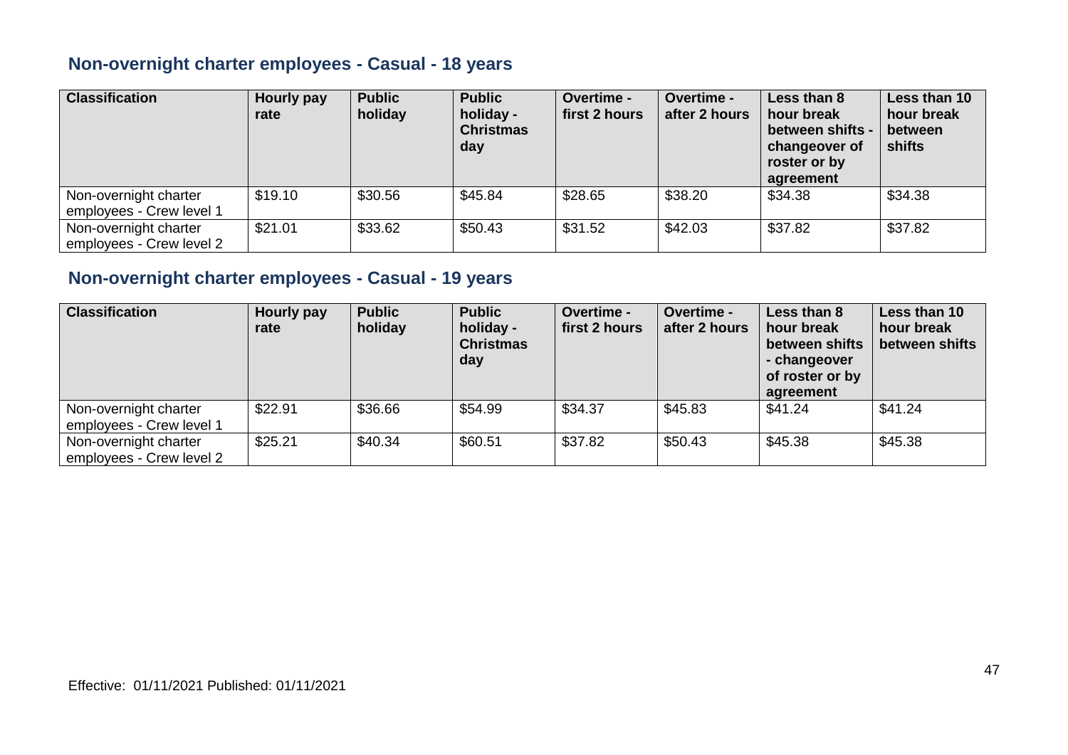## Non-overnight charter employees - Casual - 18 years

| Classification | Hourly pay rate | Public holiday | Public holiday - Christmas day | Overtime - first 2 hours | Overtime - after 2 hours | Less than 8 hour break between shifts - changeover of roster or by agreement | Less than 10 hour break between shifts |
|---|---|---|---|---|---|---|---|
| Non-overnight charter employees - Crew level 1 | $19.10 | $30.56 | $45.84 | $28.65 | $38.20 | $34.38 | $34.38 |
| Non-overnight charter employees - Crew level 2 | $21.01 | $33.62 | $50.43 | $31.52 | $42.03 | $37.82 | $37.82 |

## Non-overnight charter employees - Casual - 19 years

| Classification | Hourly pay rate | Public holiday | Public holiday - Christmas day | Overtime - first 2 hours | Overtime - after 2 hours | Less than 8 hour break between shifts - changeover of roster or by agreement | Less than 10 hour break between shifts |
|---|---|---|---|---|---|---|---|
| Non-overnight charter employees - Crew level 1 | $22.91 | $36.66 | $54.99 | $34.37 | $45.83 | $41.24 | $41.24 |
| Non-overnight charter employees - Crew level 2 | $25.21 | $40.34 | $60.51 | $37.82 | $50.43 | $45.38 | $45.38 |

Effective: 01/11/2021 Published: 01/11/2021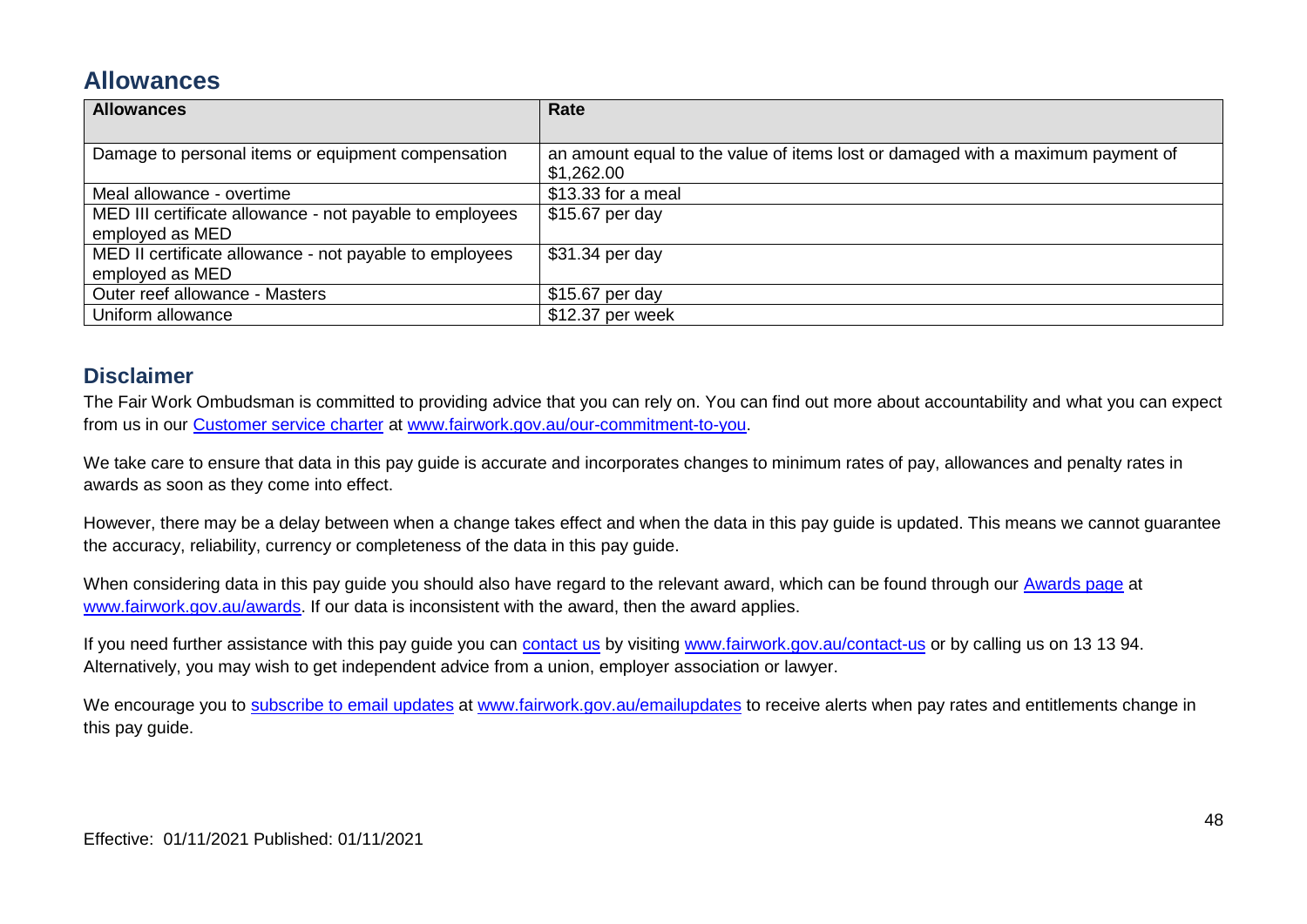## Allowances

| Allowances | Rate |
|---|---|
| Damage to personal items or equipment compensation | an amount equal to the value of items lost or damaged with a maximum payment of $1,262.00 |
| Meal allowance - overtime | $13.33 for a meal |
| MED III certificate allowance - not payable to employees employed as MED | $15.67 per day |
| MED II certificate allowance - not payable to employees employed as MED | $31.34 per day |
| Outer reef allowance - Masters | $15.67 per day |
| Uniform allowance | $12.37 per week |

## Disclaimer

The Fair Work Ombudsman is committed to providing advice that you can rely on. You can find out more about accountability and what you can expect from us in our Customer service charter at www.fairwork.gov.au/our-commitment-to-you.

We take care to ensure that data in this pay guide is accurate and incorporates changes to minimum rates of pay, allowances and penalty rates in awards as soon as they come into effect.

However, there may be a delay between when a change takes effect and when the data in this pay guide is updated. This means we cannot guarantee the accuracy, reliability, currency or completeness of the data in this pay guide.

When considering data in this pay guide you should also have regard to the relevant award, which can be found through our Awards page at www.fairwork.gov.au/awards. If our data is inconsistent with the award, then the award applies.

If you need further assistance with this pay guide you can contact us by visiting www.fairwork.gov.au/contact-us or by calling us on 13 13 94. Alternatively, you may wish to get independent advice from a union, employer association or lawyer.

We encourage you to subscribe to email updates at www.fairwork.gov.au/emailupdates to receive alerts when pay rates and entitlements change in this pay guide.

Effective: 01/11/2021 Published: 01/11/2021